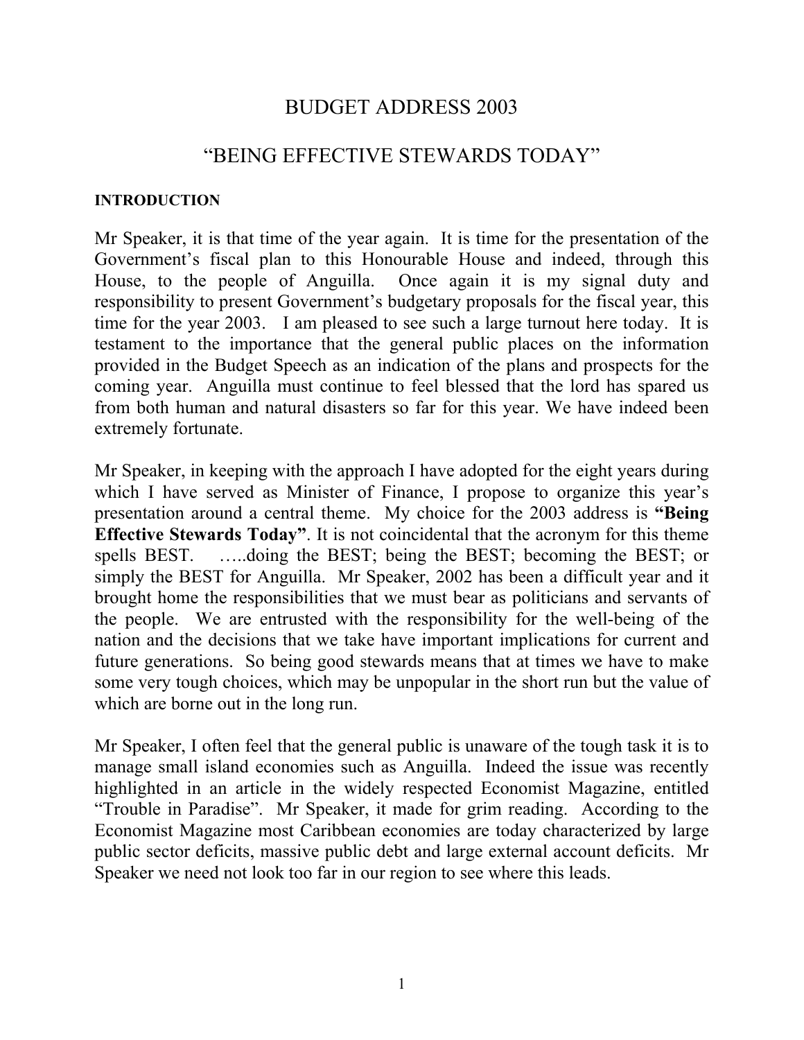# BUDGET ADDRESS 2003

# "BEING EFFECTIVE STEWARDS TODAY"

**INTRODUCTION**

Mr Speaker, it is that time of the year again. It is time for the presentation of the Government's fiscal plan to this Honourable House and indeed, through this House, to the people of Anguilla. Once again it is my signal duty and responsibility to present Government's budgetary proposals for the fiscal year, this time for the year 2003. I am pleased to see such a large turnout here today. It is testament to the importance that the general public places on the information provided in the Budget Speech as an indication of the plans and prospects for the coming year. Anguilla must continue to feel blessed that the lord has spared us from both human and natural disasters so far for this year. We have indeed been extremely fortunate.

Mr Speaker, in keeping with the approach I have adopted for the eight years during which I have served as Minister of Finance, I propose to organize this year's presentation around a central theme. My choice for the 2003 address is **"Being Effective Stewards Today"**. It is not coincidental that the acronym for this theme spells BEST. …..doing the BEST; being the BEST; becoming the BEST; or simply the BEST for Anguilla. Mr Speaker, 2002 has been a difficult year and it brought home the responsibilities that we must bear as politicians and servants of the people. We are entrusted with the responsibility for the well-being of the nation and the decisions that we take have important implications for current and future generations. So being good stewards means that at times we have to make some very tough choices, which may be unpopular in the short run but the value of which are borne out in the long run.

Mr Speaker, I often feel that the general public is unaware of the tough task it is to manage small island economies such as Anguilla. Indeed the issue was recently highlighted in an article in the widely respected Economist Magazine, entitled "Trouble in Paradise". Mr Speaker, it made for grim reading. According to the Economist Magazine most Caribbean economies are today characterized by large public sector deficits, massive public debt and large external account deficits. Mr Speaker we need not look too far in our region to see where this leads.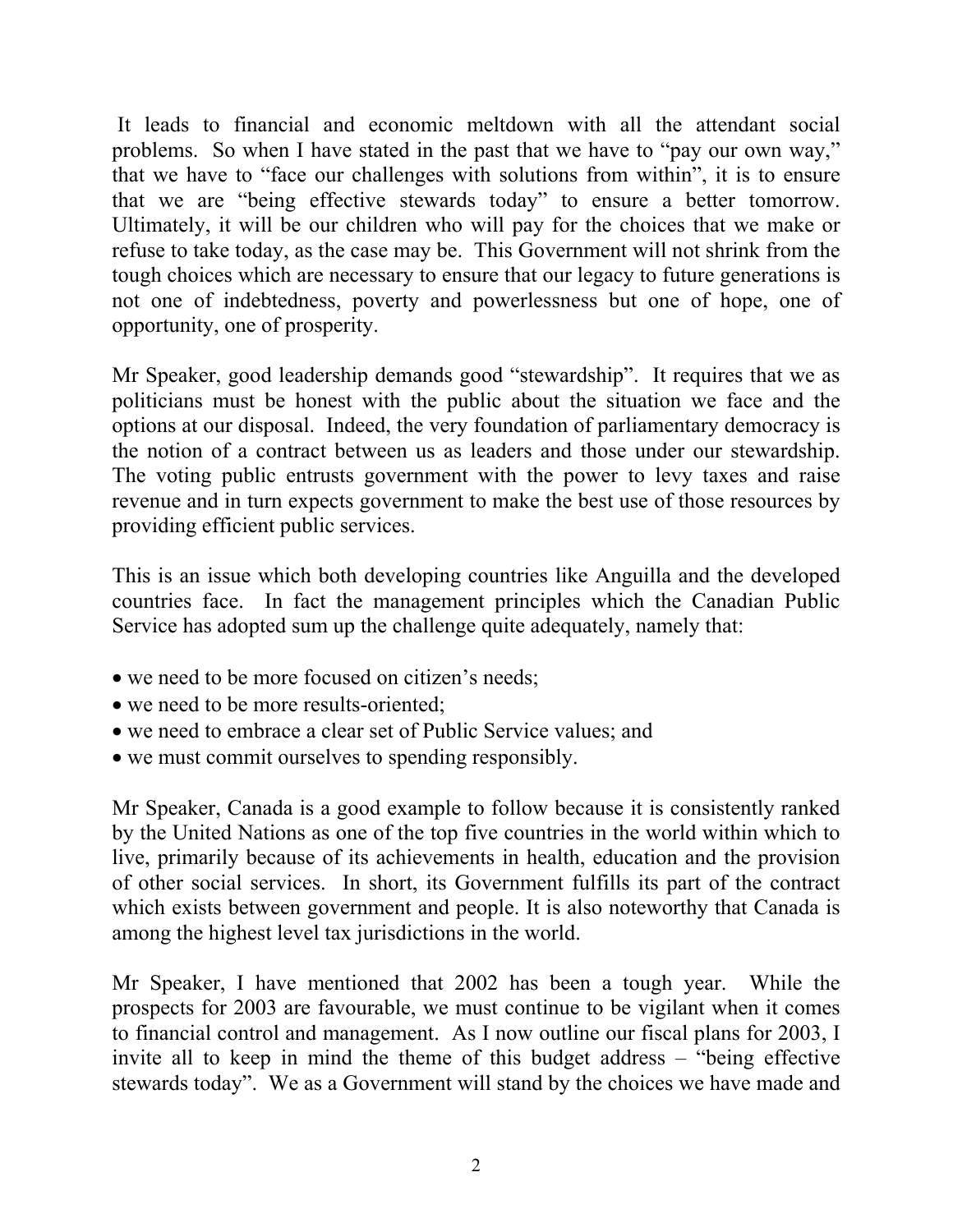It leads to financial and economic meltdown with all the attendant social problems. So when I have stated in the past that we have to "pay our own way," that we have to "face our challenges with solutions from within", it is to ensure that we are "being effective stewards today" to ensure a better tomorrow. Ultimately, it will be our children who will pay for the choices that we make or refuse to take today, as the case may be. This Government will not shrink from the tough choices which are necessary to ensure that our legacy to future generations is not one of indebtedness, poverty and powerlessness but one of hope, one of opportunity, one of prosperity.

Mr Speaker, good leadership demands good "stewardship". It requires that we as politicians must be honest with the public about the situation we face and the options at our disposal. Indeed, the very foundation of parliamentary democracy is the notion of a contract between us as leaders and those under our stewardship. The voting public entrusts government with the power to levy taxes and raise revenue and in turn expects government to make the best use of those resources by providing efficient public services.

This is an issue which both developing countries like Anguilla and the developed countries face. In fact the management principles which the Canadian Public Service has adopted sum up the challenge quite adequately, namely that:

- we need to be more focused on citizen's needs;
- we need to be more results-oriented;
- we need to embrace a clear set of Public Service values; and
- we must commit ourselves to spending responsibly.

Mr Speaker, Canada is a good example to follow because it is consistently ranked by the United Nations as one of the top five countries in the world within which to live, primarily because of its achievements in health, education and the provision of other social services. In short, its Government fulfills its part of the contract which exists between government and people. It is also noteworthy that Canada is among the highest level tax jurisdictions in the world.

Mr Speaker, I have mentioned that 2002 has been a tough year. While the prospects for 2003 are favourable, we must continue to be vigilant when it comes to financial control and management. As I now outline our fiscal plans for 2003, I invite all to keep in mind the theme of this budget address – "being effective stewards today". We as a Government will stand by the choices we have made and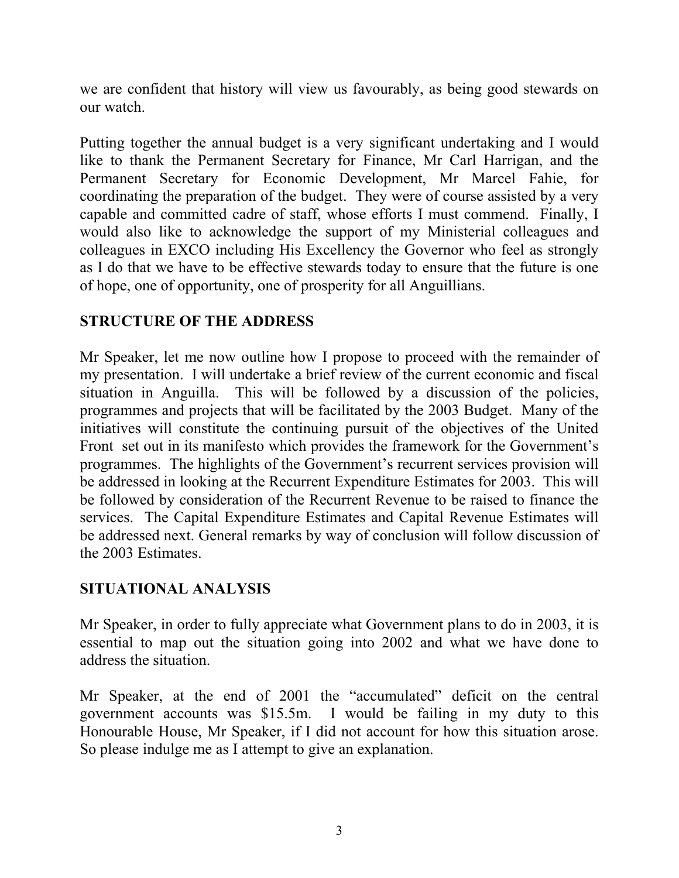we are confident that history will view us favourably, as being good stewards on our watch.

Putting together the annual budget is a very significant undertaking and I would like to thank the Permanent Secretary for Finance, Mr Carl Harrigan, and the Permanent Secretary for Economic Development, Mr Marcel Fahie, for coordinating the preparation of the budget. They were of course assisted by a very capable and committed cadre of staff, whose efforts I must commend. Finally, I would also like to acknowledge the support of my Ministerial colleagues and colleagues in EXCO including His Excellency the Governor who feel as strongly as I do that we have to be effective stewards today to ensure that the future is one of hope, one of opportunity, one of prosperity for all Anguillians.

## STRUCTURE OF THE ADDRESS

Mr Speaker, let me now outline how I propose to proceed with the remainder of my presentation. I will undertake a brief review of the current economic and fiscal situation in Anguilla. This will be followed by a discussion of the policies, programmes and projects that will be facilitated by the 2003 Budget. Many of the initiatives will constitute the continuing pursuit of the objectives of the United Front set out in its manifesto which provides the framework for the Government's programmes. The highlights of the Government's recurrent services provision will be addressed in looking at the Recurrent Expenditure Estimates for 2003. This will be followed by consideration of the Recurrent Revenue to be raised to finance the services. The Capital Expenditure Estimates and Capital Revenue Estimates will be addressed next. General remarks by way of conclusion will follow discussion of the 2003 Estimates.

## SITUATIONAL ANALYSIS

Mr Speaker, in order to fully appreciate what Government plans to do in 2003, it is essential to map out the situation going into 2002 and what we have done to address the situation.

Mr Speaker, at the end of 2001 the "accumulated" deficit on the central government accounts was $15.5m. I would be failing in my duty to this Honourable House, Mr Speaker, if I did not account for how this situation arose. So please indulge me as I attempt to give an explanation.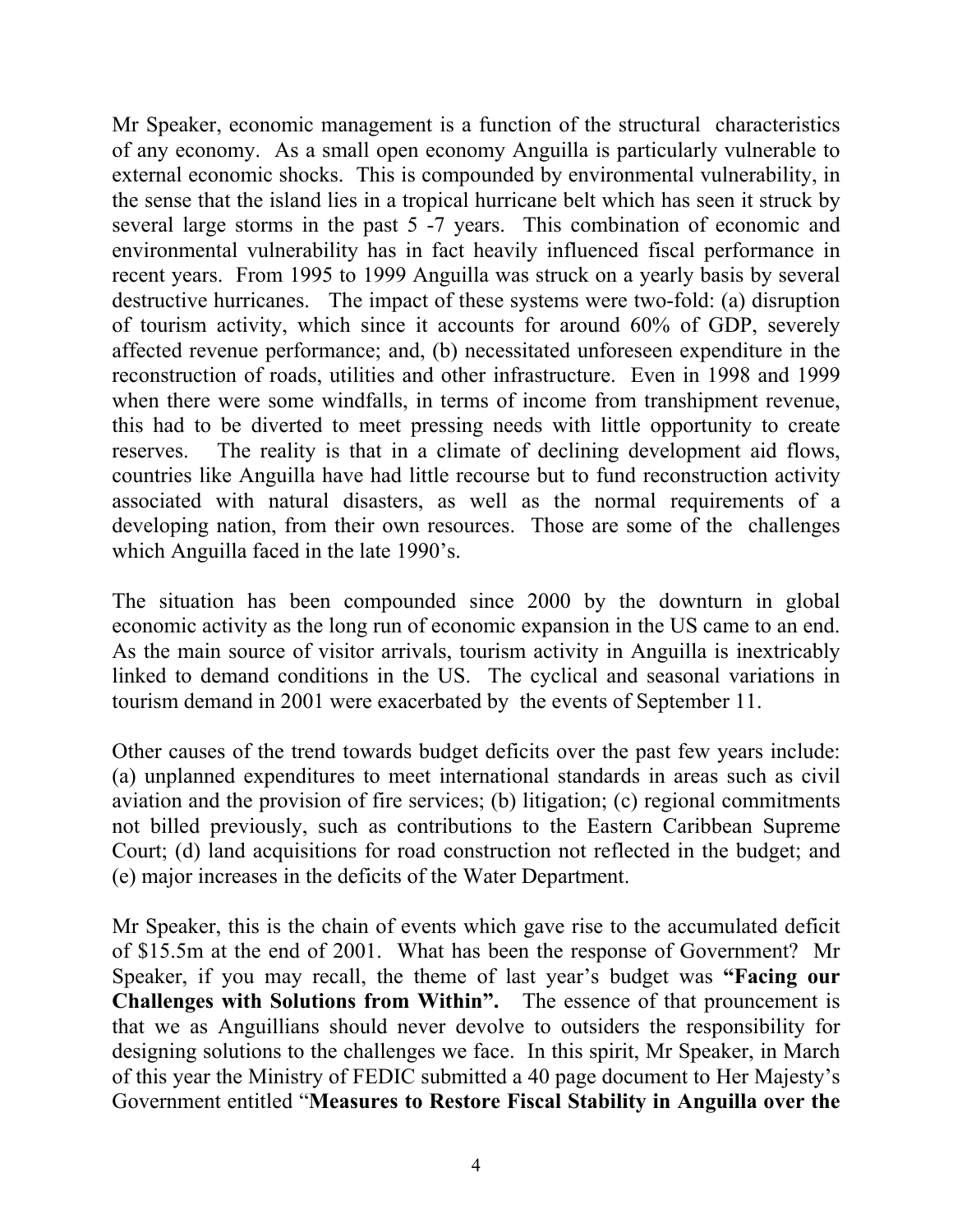Mr Speaker, economic management is a function of the structural characteristics of any economy. As a small open economy Anguilla is particularly vulnerable to external economic shocks. This is compounded by environmental vulnerability, in the sense that the island lies in a tropical hurricane belt which has seen it struck by several large storms in the past 5 -7 years. This combination of economic and environmental vulnerability has in fact heavily influenced fiscal performance in recent years. From 1995 to 1999 Anguilla was struck on a yearly basis by several destructive hurricanes. The impact of these systems were two-fold: (a) disruption of tourism activity, which since it accounts for around 60% of GDP, severely affected revenue performance; and, (b) necessitated unforeseen expenditure in the reconstruction of roads, utilities and other infrastructure. Even in 1998 and 1999 when there were some windfalls, in terms of income from transhipment revenue, this had to be diverted to meet pressing needs with little opportunity to create reserves. The reality is that in a climate of declining development aid flows, countries like Anguilla have had little recourse but to fund reconstruction activity associated with natural disasters, as well as the normal requirements of a developing nation, from their own resources. Those are some of the challenges which Anguilla faced in the late 1990's.

The situation has been compounded since 2000 by the downturn in global economic activity as the long run of economic expansion in the US came to an end. As the main source of visitor arrivals, tourism activity in Anguilla is inextricably linked to demand conditions in the US. The cyclical and seasonal variations in tourism demand in 2001 were exacerbated by the events of September 11.

Other causes of the trend towards budget deficits over the past few years include: (a) unplanned expenditures to meet international standards in areas such as civil aviation and the provision of fire services; (b) litigation; (c) regional commitments not billed previously, such as contributions to the Eastern Caribbean Supreme Court; (d) land acquisitions for road construction not reflected in the budget; and (e) major increases in the deficits of the Water Department.

Mr Speaker, this is the chain of events which gave rise to the accumulated deficit of $15.5m at the end of 2001. What has been the response of Government? Mr Speaker, if you may recall, the theme of last year's budget was **"Facing our Challenges with Solutions from Within".** The essence of that prouncement is that we as Anguillians should never devolve to outsiders the responsibility for designing solutions to the challenges we face. In this spirit, Mr Speaker, in March of this year the Ministry of FEDIC submitted a 40 page document to Her Majesty's Government entitled "**Measures to Restore Fiscal Stability in Anguilla over the**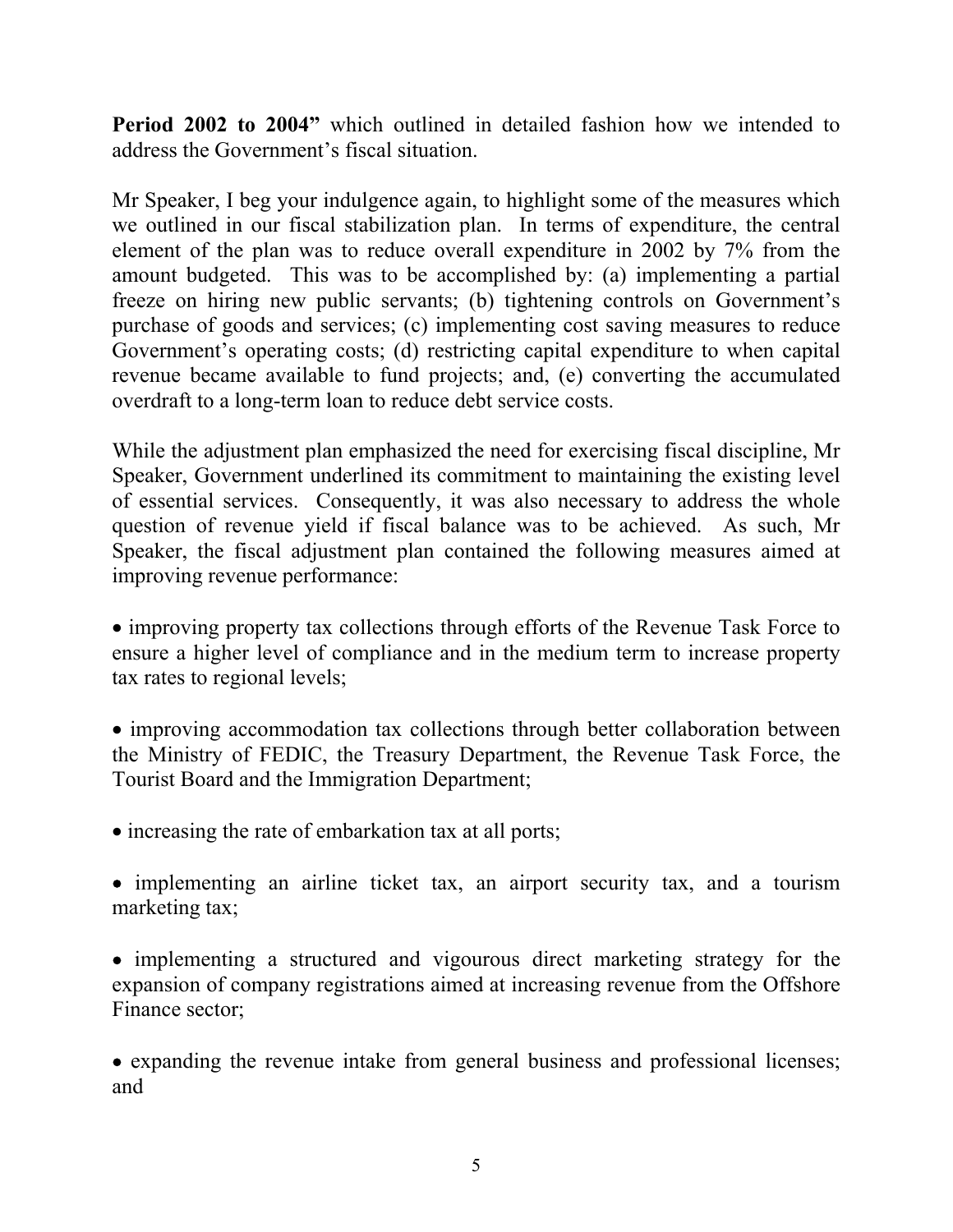**Period 2002 to 2004"** which outlined in detailed fashion how we intended to address the Government's fiscal situation.

Mr Speaker, I beg your indulgence again, to highlight some of the measures which we outlined in our fiscal stabilization plan. In terms of expenditure, the central element of the plan was to reduce overall expenditure in 2002 by 7% from the amount budgeted. This was to be accomplished by: (a) implementing a partial freeze on hiring new public servants; (b) tightening controls on Government's purchase of goods and services; (c) implementing cost saving measures to reduce Government's operating costs; (d) restricting capital expenditure to when capital revenue became available to fund projects; and, (e) converting the accumulated overdraft to a long-term loan to reduce debt service costs.

While the adjustment plan emphasized the need for exercising fiscal discipline, Mr Speaker, Government underlined its commitment to maintaining the existing level of essential services. Consequently, it was also necessary to address the whole question of revenue yield if fiscal balance was to be achieved. As such, Mr Speaker, the fiscal adjustment plan contained the following measures aimed at improving revenue performance:

- improving property tax collections through efforts of the Revenue Task Force to ensure a higher level of compliance and in the medium term to increase property tax rates to regional levels;

- improving accommodation tax collections through better collaboration between the Ministry of FEDIC, the Treasury Department, the Revenue Task Force, the Tourist Board and the Immigration Department;

- increasing the rate of embarkation tax at all ports;

- implementing an airline ticket tax, an airport security tax, and a tourism marketing tax;

- implementing a structured and vigourous direct marketing strategy for the expansion of company registrations aimed at increasing revenue from the Offshore Finance sector;

- expanding the revenue intake from general business and professional licenses; and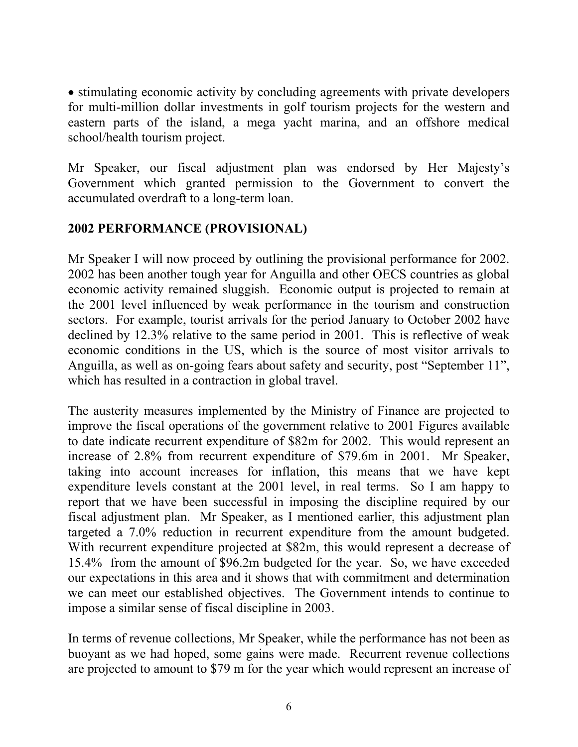- stimulating economic activity by concluding agreements with private developers for multi-million dollar investments in golf tourism projects for the western and eastern parts of the island, a mega yacht marina, and an offshore medical school/health tourism project.

Mr Speaker, our fiscal adjustment plan was endorsed by Her Majesty's Government which granted permission to the Government to convert the accumulated overdraft to a long-term loan.

## 2002 PERFORMANCE (PROVISIONAL)

Mr Speaker I will now proceed by outlining the provisional performance for 2002. 2002 has been another tough year for Anguilla and other OECS countries as global economic activity remained sluggish. Economic output is projected to remain at the 2001 level influenced by weak performance in the tourism and construction sectors. For example, tourist arrivals for the period January to October 2002 have declined by 12.3% relative to the same period in 2001. This is reflective of weak economic conditions in the US, which is the source of most visitor arrivals to Anguilla, as well as on-going fears about safety and security, post "September 11", which has resulted in a contraction in global travel.

The austerity measures implemented by the Ministry of Finance are projected to improve the fiscal operations of the government relative to 2001 Figures available to date indicate recurrent expenditure of $82m for 2002. This would represent an increase of 2.8% from recurrent expenditure of $79.6m in 2001. Mr Speaker, taking into account increases for inflation, this means that we have kept expenditure levels constant at the 2001 level, in real terms. So I am happy to report that we have been successful in imposing the discipline required by our fiscal adjustment plan. Mr Speaker, as I mentioned earlier, this adjustment plan targeted a 7.0% reduction in recurrent expenditure from the amount budgeted. With recurrent expenditure projected at $82m, this would represent a decrease of 15.4% from the amount of $96.2m budgeted for the year. So, we have exceeded our expectations in this area and it shows that with commitment and determination we can meet our established objectives. The Government intends to continue to impose a similar sense of fiscal discipline in 2003.

In terms of revenue collections, Mr Speaker, while the performance has not been as buoyant as we had hoped, some gains were made. Recurrent revenue collections are projected to amount to $79 m for the year which would represent an increase of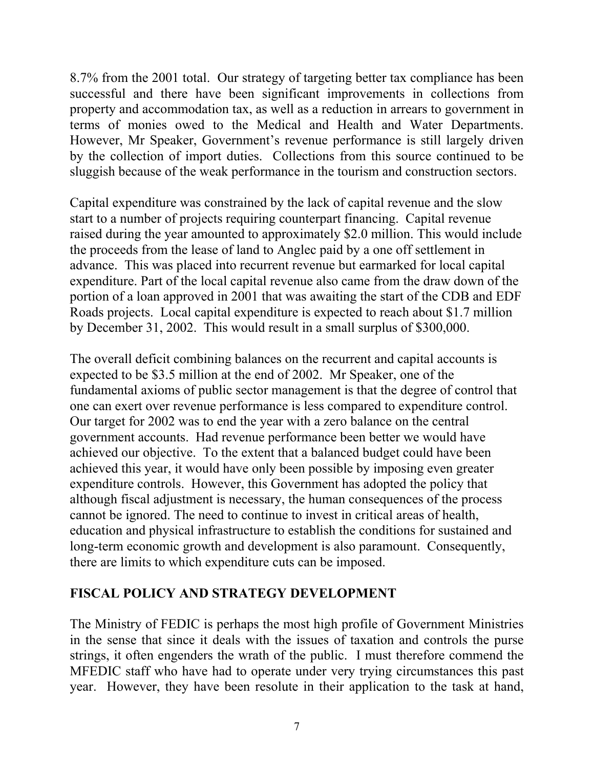8.7% from the 2001 total. Our strategy of targeting better tax compliance has been successful and there have been significant improvements in collections from property and accommodation tax, as well as a reduction in arrears to government in terms of monies owed to the Medical and Health and Water Departments. However, Mr Speaker, Government's revenue performance is still largely driven by the collection of import duties. Collections from this source continued to be sluggish because of the weak performance in the tourism and construction sectors.

Capital expenditure was constrained by the lack of capital revenue and the slow start to a number of projects requiring counterpart financing. Capital revenue raised during the year amounted to approximately $2.0 million. This would include the proceeds from the lease of land to Anglec paid by a one off settlement in advance. This was placed into recurrent revenue but earmarked for local capital expenditure. Part of the local capital revenue also came from the draw down of the portion of a loan approved in 2001 that was awaiting the start of the CDB and EDF Roads projects. Local capital expenditure is expected to reach about $1.7 million by December 31, 2002. This would result in a small surplus of $300,000.

The overall deficit combining balances on the recurrent and capital accounts is expected to be $3.5 million at the end of 2002. Mr Speaker, one of the fundamental axioms of public sector management is that the degree of control that one can exert over revenue performance is less compared to expenditure control. Our target for 2002 was to end the year with a zero balance on the central government accounts. Had revenue performance been better we would have achieved our objective. To the extent that a balanced budget could have been achieved this year, it would have only been possible by imposing even greater expenditure controls. However, this Government has adopted the policy that although fiscal adjustment is necessary, the human consequences of the process cannot be ignored. The need to continue to invest in critical areas of health, education and physical infrastructure to establish the conditions for sustained and long-term economic growth and development is also paramount. Consequently, there are limits to which expenditure cuts can be imposed.

## FISCAL POLICY AND STRATEGY DEVELOPMENT

The Ministry of FEDIC is perhaps the most high profile of Government Ministries in the sense that since it deals with the issues of taxation and controls the purse strings, it often engenders the wrath of the public. I must therefore commend the MFEDIC staff who have had to operate under very trying circumstances this past year. However, they have been resolute in their application to the task at hand,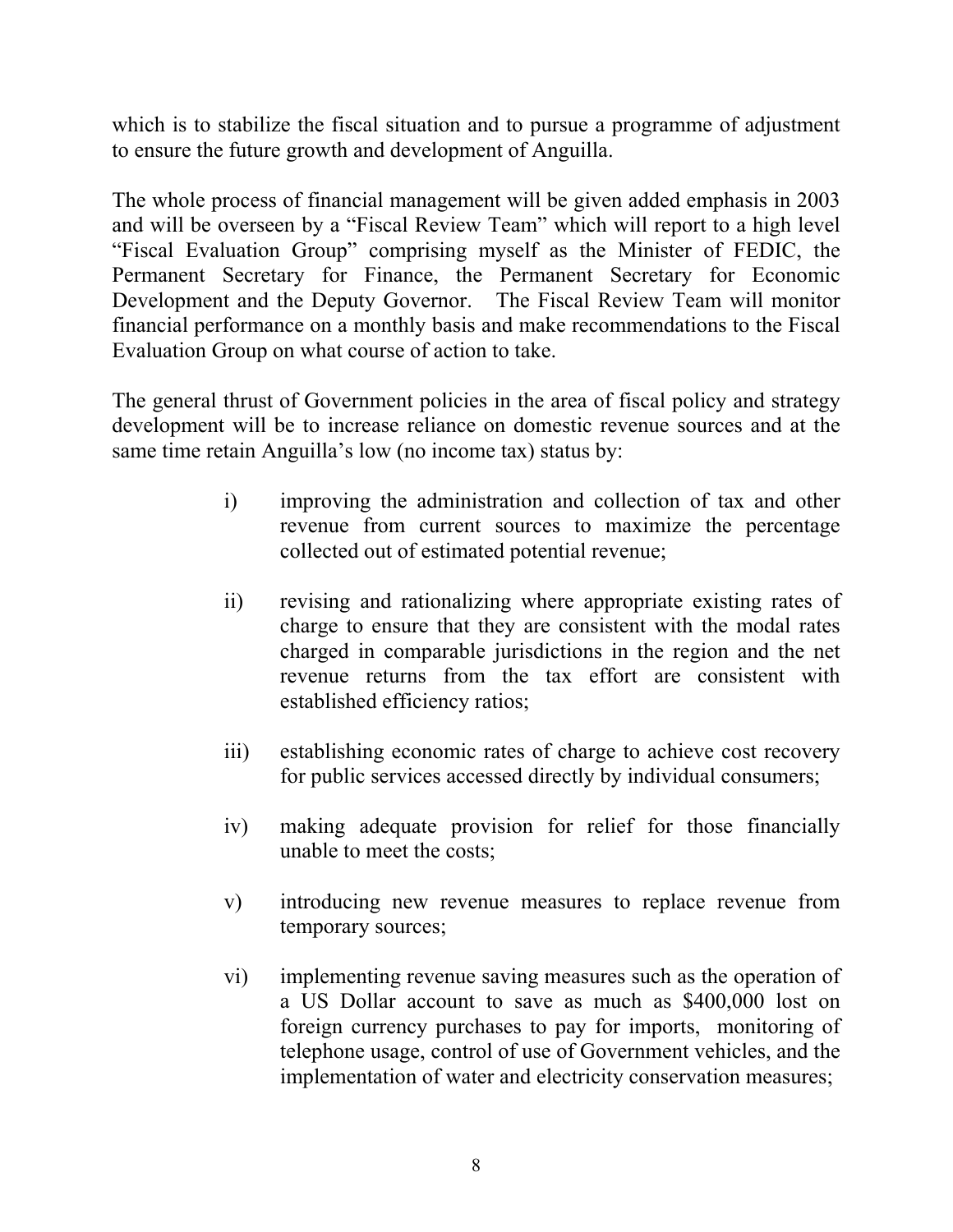which is to stabilize the fiscal situation and to pursue a programme of adjustment to ensure the future growth and development of Anguilla.

The whole process of financial management will be given added emphasis in 2003 and will be overseen by a "Fiscal Review Team" which will report to a high level "Fiscal Evaluation Group" comprising myself as the Minister of FEDIC, the Permanent Secretary for Finance, the Permanent Secretary for Economic Development and the Deputy Governor. The Fiscal Review Team will monitor financial performance on a monthly basis and make recommendations to the Fiscal Evaluation Group on what course of action to take.

The general thrust of Government policies in the area of fiscal policy and strategy development will be to increase reliance on domestic revenue sources and at the same time retain Anguilla's low (no income tax) status by:

i) improving the administration and collection of tax and other revenue from current sources to maximize the percentage collected out of estimated potential revenue;

ii) revising and rationalizing where appropriate existing rates of charge to ensure that they are consistent with the modal rates charged in comparable jurisdictions in the region and the net revenue returns from the tax effort are consistent with established efficiency ratios;

iii) establishing economic rates of charge to achieve cost recovery for public services accessed directly by individual consumers;

iv) making adequate provision for relief for those financially unable to meet the costs;

v) introducing new revenue measures to replace revenue from temporary sources;

vi) implementing revenue saving measures such as the operation of a US Dollar account to save as much as $400,000 lost on foreign currency purchases to pay for imports, monitoring of telephone usage, control of use of Government vehicles, and the implementation of water and electricity conservation measures;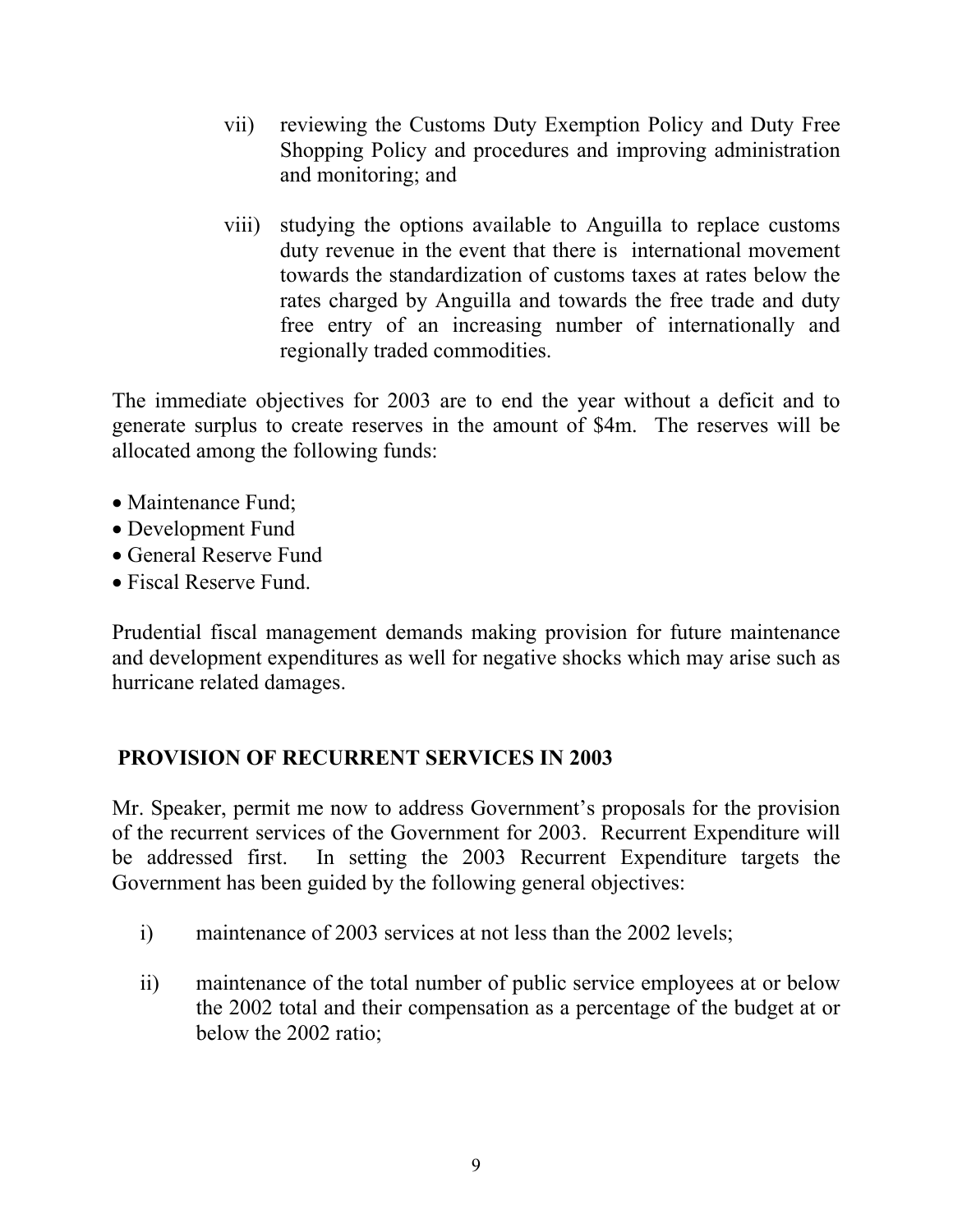vii) reviewing the Customs Duty Exemption Policy and Duty Free Shopping Policy and procedures and improving administration and monitoring; and

viii) studying the options available to Anguilla to replace customs duty revenue in the event that there is international movement towards the standardization of customs taxes at rates below the rates charged by Anguilla and towards the free trade and duty free entry of an increasing number of internationally and regionally traded commodities.

The immediate objectives for 2003 are to end the year without a deficit and to generate surplus to create reserves in the amount of $4m. The reserves will be allocated among the following funds:

- Maintenance Fund;
- Development Fund
- General Reserve Fund
- Fiscal Reserve Fund.

Prudential fiscal management demands making provision for future maintenance and development expenditures as well for negative shocks which may arise such as hurricane related damages.

## PROVISION OF RECURRENT SERVICES IN 2003

Mr. Speaker, permit me now to address Government's proposals for the provision of the recurrent services of the Government for 2003. Recurrent Expenditure will be addressed first. In setting the 2003 Recurrent Expenditure targets the Government has been guided by the following general objectives:

i) maintenance of 2003 services at not less than the 2002 levels;

ii) maintenance of the total number of public service employees at or below the 2002 total and their compensation as a percentage of the budget at or below the 2002 ratio;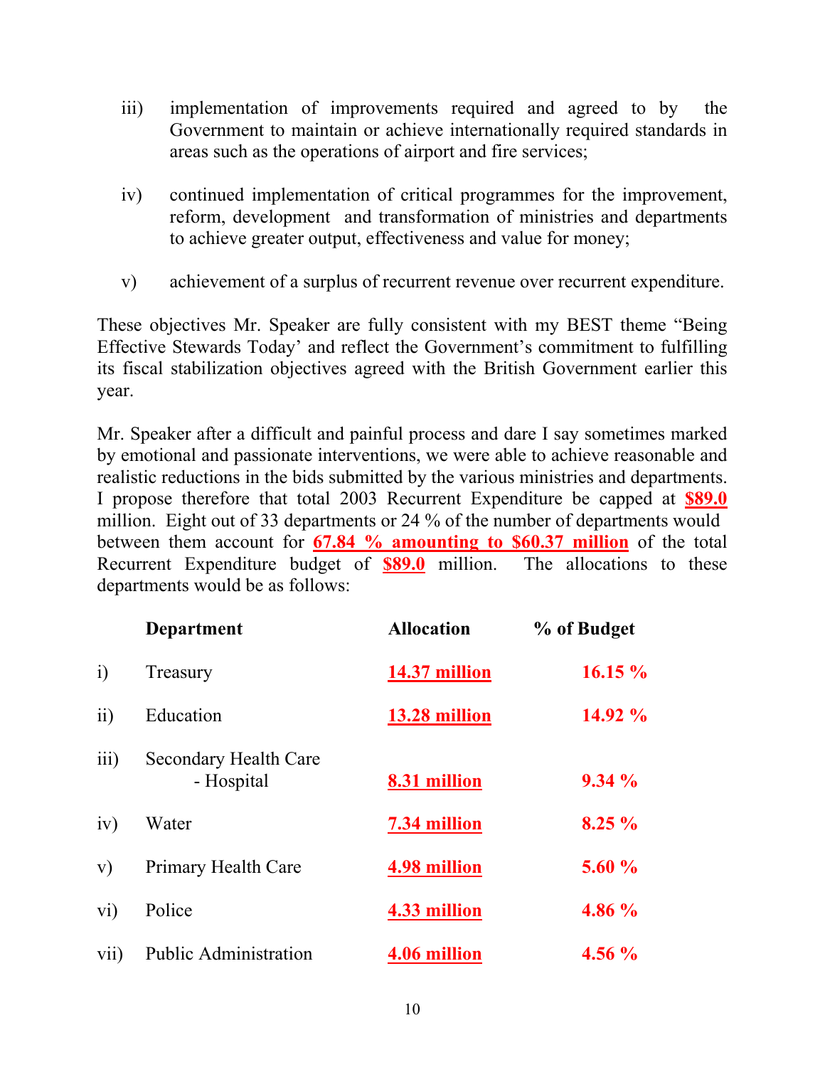iii) implementation of improvements required and agreed to by the Government to maintain or achieve internationally required standards in areas such as the operations of airport and fire services;

iv) continued implementation of critical programmes for the improvement, reform, development and transformation of ministries and departments to achieve greater output, effectiveness and value for money;

v) achievement of a surplus of recurrent revenue over recurrent expenditure.

These objectives Mr. Speaker are fully consistent with my BEST theme "Being Effective Stewards Today' and reflect the Government's commitment to fulfilling its fiscal stabilization objectives agreed with the British Government earlier this year.

Mr. Speaker after a difficult and painful process and dare I say sometimes marked by emotional and passionate interventions, we were able to achieve reasonable and realistic reductions in the bids submitted by the various ministries and departments. I propose therefore that total 2003 Recurrent Expenditure be capped at **$89.0** million. Eight out of 33 departments or 24 % of the number of departments would between them account for **67.84 % amounting to $60.37 million** of the total Recurrent Expenditure budget of **$89.0** million. The allocations to these departments would be as follows:

| | Department | Allocation | % of Budget |
|---|---|---|---|
| i) | Treasury | **14.37 million** | **16.15 %** |
| ii) | Education | **13.28 million** | **14.92 %** |
| iii) | Secondary Health Care - Hospital | **8.31 million** | **9.34 %** |
| iv) | Water | **7.34 million** | **8.25 %** |
| v) | Primary Health Care | **4.98 million** | **5.60 %** |
| vi) | Police | **4.33 million** | **4.86 %** |
| vii) | Public Administration | **4.06 million** | **4.56 %** |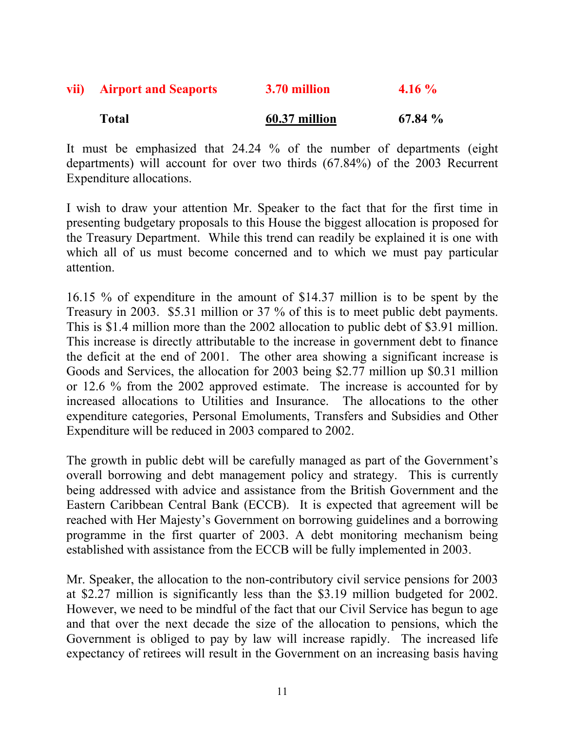| | | | |
|---|---|---|---|
| **vii)** | **Airport and Seaports** | **3.70 million** | **4.16 %** |
| | **Total** | **60.37 million** | **67.84 %** |

It must be emphasized that 24.24 % of the number of departments (eight departments) will account for over two thirds (67.84%) of the 2003 Recurrent Expenditure allocations.

I wish to draw your attention Mr. Speaker to the fact that for the first time in presenting budgetary proposals to this House the biggest allocation is proposed for the Treasury Department. While this trend can readily be explained it is one with which all of us must become concerned and to which we must pay particular attention.

16.15 % of expenditure in the amount of $14.37 million is to be spent by the Treasury in 2003. $5.31 million or 37 % of this is to meet public debt payments. This is $1.4 million more than the 2002 allocation to public debt of $3.91 million. This increase is directly attributable to the increase in government debt to finance the deficit at the end of 2001. The other area showing a significant increase is Goods and Services, the allocation for 2003 being $2.77 million up $0.31 million or 12.6 % from the 2002 approved estimate. The increase is accounted for by increased allocations to Utilities and Insurance. The allocations to the other expenditure categories, Personal Emoluments, Transfers and Subsidies and Other Expenditure will be reduced in 2003 compared to 2002.

The growth in public debt will be carefully managed as part of the Government's overall borrowing and debt management policy and strategy. This is currently being addressed with advice and assistance from the British Government and the Eastern Caribbean Central Bank (ECCB). It is expected that agreement will be reached with Her Majesty's Government on borrowing guidelines and a borrowing programme in the first quarter of 2003. A debt monitoring mechanism being established with assistance from the ECCB will be fully implemented in 2003.

Mr. Speaker, the allocation to the non-contributory civil service pensions for 2003 at $2.27 million is significantly less than the $3.19 million budgeted for 2002. However, we need to be mindful of the fact that our Civil Service has begun to age and that over the next decade the size of the allocation to pensions, which the Government is obliged to pay by law will increase rapidly. The increased life expectancy of retirees will result in the Government on an increasing basis having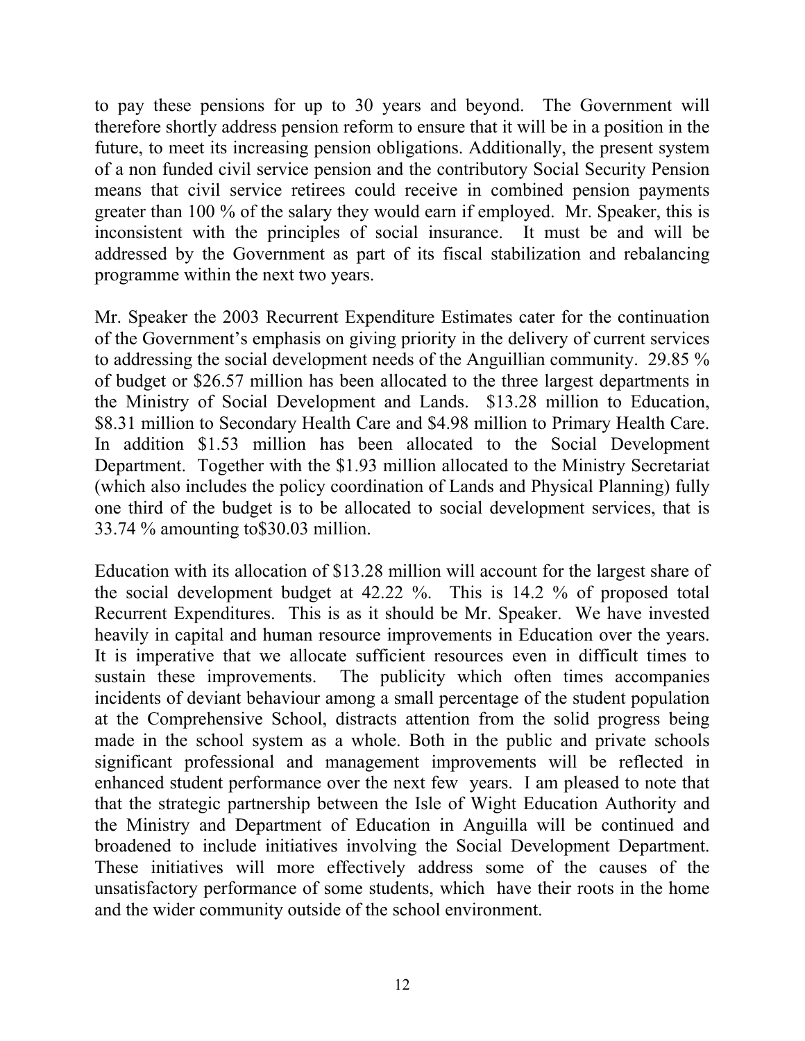to pay these pensions for up to 30 years and beyond. The Government will therefore shortly address pension reform to ensure that it will be in a position in the future, to meet its increasing pension obligations. Additionally, the present system of a non funded civil service pension and the contributory Social Security Pension means that civil service retirees could receive in combined pension payments greater than 100 % of the salary they would earn if employed. Mr. Speaker, this is inconsistent with the principles of social insurance. It must be and will be addressed by the Government as part of its fiscal stabilization and rebalancing programme within the next two years.

Mr. Speaker the 2003 Recurrent Expenditure Estimates cater for the continuation of the Government's emphasis on giving priority in the delivery of current services to addressing the social development needs of the Anguillian community. 29.85 % of budget or $26.57 million has been allocated to the three largest departments in the Ministry of Social Development and Lands. $13.28 million to Education, $8.31 million to Secondary Health Care and $4.98 million to Primary Health Care. In addition $1.53 million has been allocated to the Social Development Department. Together with the $1.93 million allocated to the Ministry Secretariat (which also includes the policy coordination of Lands and Physical Planning) fully one third of the budget is to be allocated to social development services, that is 33.74 % amounting to$30.03 million.

Education with its allocation of $13.28 million will account for the largest share of the social development budget at 42.22 %. This is 14.2 % of proposed total Recurrent Expenditures. This is as it should be Mr. Speaker. We have invested heavily in capital and human resource improvements in Education over the years. It is imperative that we allocate sufficient resources even in difficult times to sustain these improvements. The publicity which often times accompanies incidents of deviant behaviour among a small percentage of the student population at the Comprehensive School, distracts attention from the solid progress being made in the school system as a whole. Both in the public and private schools significant professional and management improvements will be reflected in enhanced student performance over the next few years. I am pleased to note that that the strategic partnership between the Isle of Wight Education Authority and the Ministry and Department of Education in Anguilla will be continued and broadened to include initiatives involving the Social Development Department. These initiatives will more effectively address some of the causes of the unsatisfactory performance of some students, which have their roots in the home and the wider community outside of the school environment.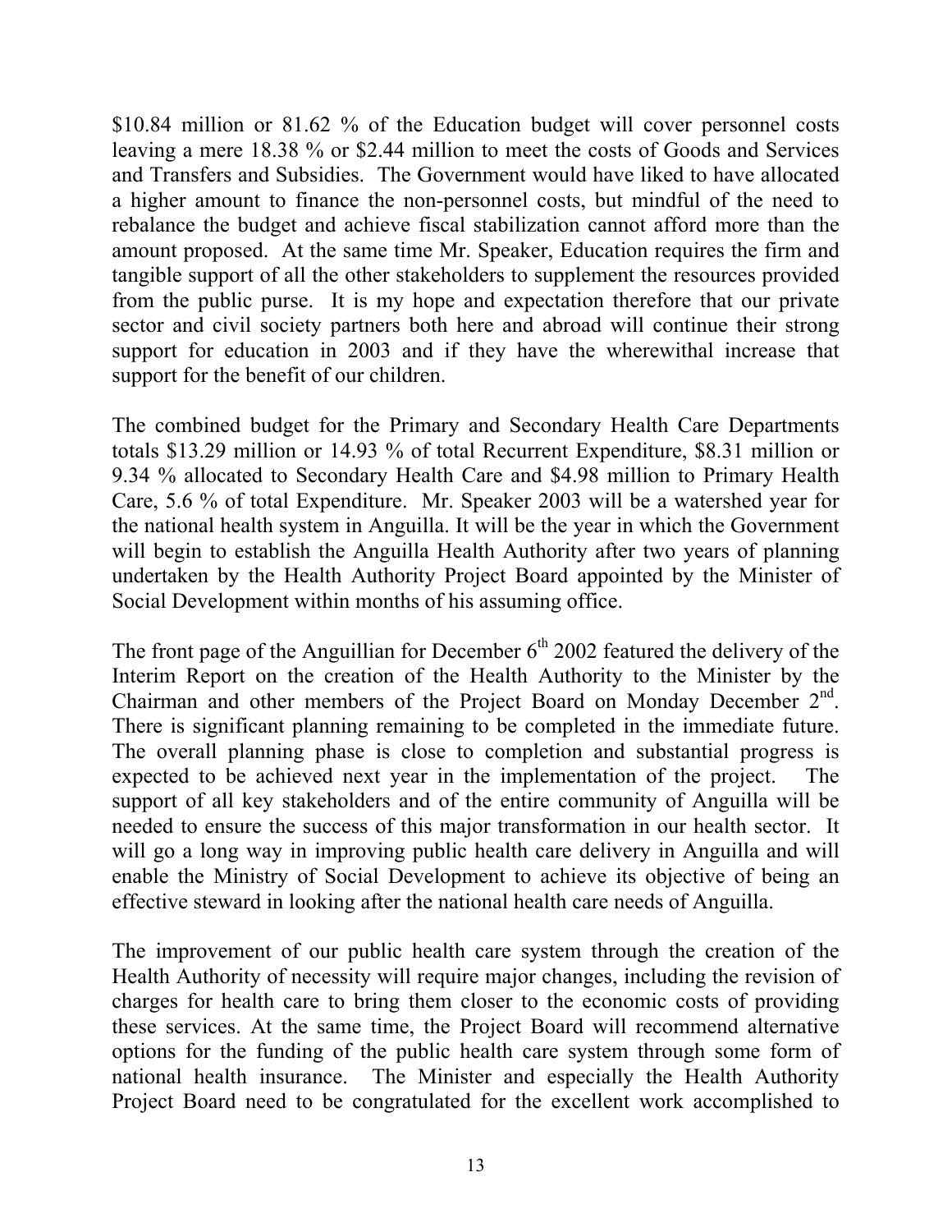$10.84 million or 81.62 % of the Education budget will cover personnel costs leaving a mere 18.38 % or $2.44 million to meet the costs of Goods and Services and Transfers and Subsidies. The Government would have liked to have allocated a higher amount to finance the non-personnel costs, but mindful of the need to rebalance the budget and achieve fiscal stabilization cannot afford more than the amount proposed. At the same time Mr. Speaker, Education requires the firm and tangible support of all the other stakeholders to supplement the resources provided from the public purse. It is my hope and expectation therefore that our private sector and civil society partners both here and abroad will continue their strong support for education in 2003 and if they have the wherewithal increase that support for the benefit of our children.

The combined budget for the Primary and Secondary Health Care Departments totals $13.29 million or 14.93 % of total Recurrent Expenditure, $8.31 million or 9.34 % allocated to Secondary Health Care and $4.98 million to Primary Health Care, 5.6 % of total Expenditure. Mr. Speaker 2003 will be a watershed year for the national health system in Anguilla. It will be the year in which the Government will begin to establish the Anguilla Health Authority after two years of planning undertaken by the Health Authority Project Board appointed by the Minister of Social Development within months of his assuming office.

The front page of the Anguillian for December 6th 2002 featured the delivery of the Interim Report on the creation of the Health Authority to the Minister by the Chairman and other members of the Project Board on Monday December 2nd. There is significant planning remaining to be completed in the immediate future. The overall planning phase is close to completion and substantial progress is expected to be achieved next year in the implementation of the project. The support of all key stakeholders and of the entire community of Anguilla will be needed to ensure the success of this major transformation in our health sector. It will go a long way in improving public health care delivery in Anguilla and will enable the Ministry of Social Development to achieve its objective of being an effective steward in looking after the national health care needs of Anguilla.

The improvement of our public health care system through the creation of the Health Authority of necessity will require major changes, including the revision of charges for health care to bring them closer to the economic costs of providing these services. At the same time, the Project Board will recommend alternative options for the funding of the public health care system through some form of national health insurance. The Minister and especially the Health Authority Project Board need to be congratulated for the excellent work accomplished to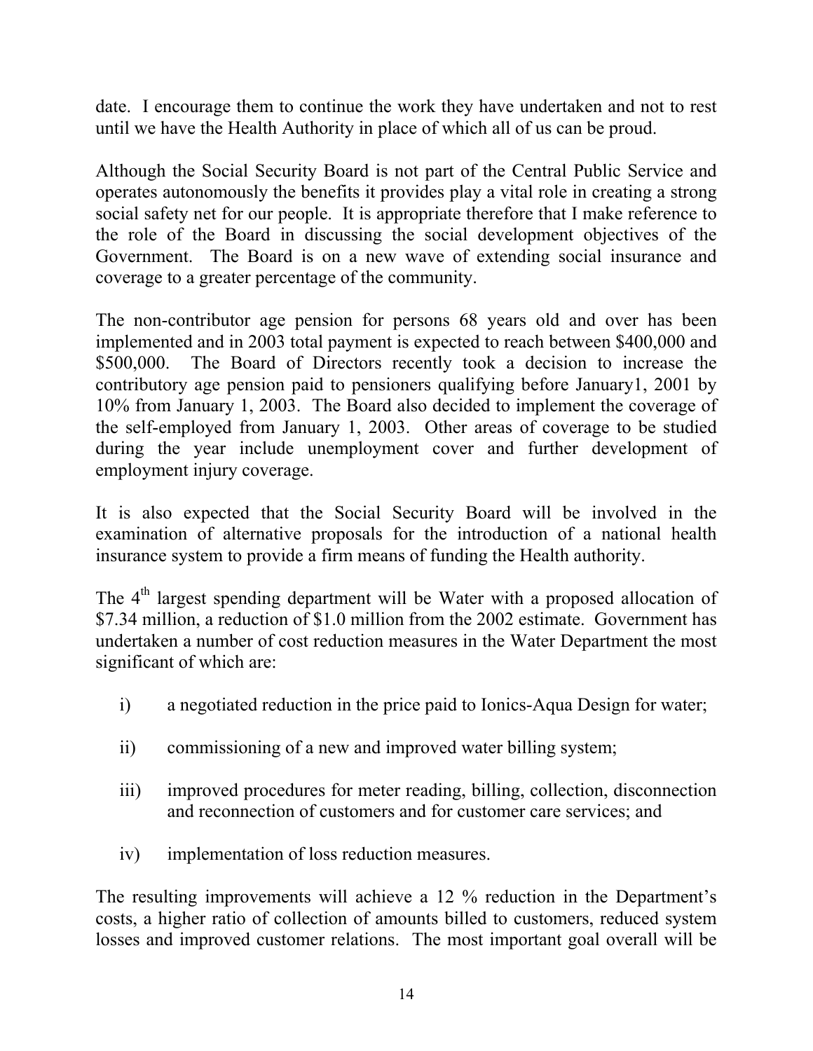date. I encourage them to continue the work they have undertaken and not to rest until we have the Health Authority in place of which all of us can be proud.

Although the Social Security Board is not part of the Central Public Service and operates autonomously the benefits it provides play a vital role in creating a strong social safety net for our people. It is appropriate therefore that I make reference to the role of the Board in discussing the social development objectives of the Government. The Board is on a new wave of extending social insurance and coverage to a greater percentage of the community.

The non-contributor age pension for persons 68 years old and over has been implemented and in 2003 total payment is expected to reach between $400,000 and $500,000. The Board of Directors recently took a decision to increase the contributory age pension paid to pensioners qualifying before January1, 2001 by 10% from January 1, 2003. The Board also decided to implement the coverage of the self-employed from January 1, 2003. Other areas of coverage to be studied during the year include unemployment cover and further development of employment injury coverage.

It is also expected that the Social Security Board will be involved in the examination of alternative proposals for the introduction of a national health insurance system to provide a firm means of funding the Health authority.

The 4th largest spending department will be Water with a proposed allocation of $7.34 million, a reduction of $1.0 million from the 2002 estimate. Government has undertaken a number of cost reduction measures in the Water Department the most significant of which are:

i) a negotiated reduction in the price paid to Ionics-Aqua Design for water;

ii) commissioning of a new and improved water billing system;

iii) improved procedures for meter reading, billing, collection, disconnection and reconnection of customers and for customer care services; and

iv) implementation of loss reduction measures.

The resulting improvements will achieve a 12 % reduction in the Department's costs, a higher ratio of collection of amounts billed to customers, reduced system losses and improved customer relations. The most important goal overall will be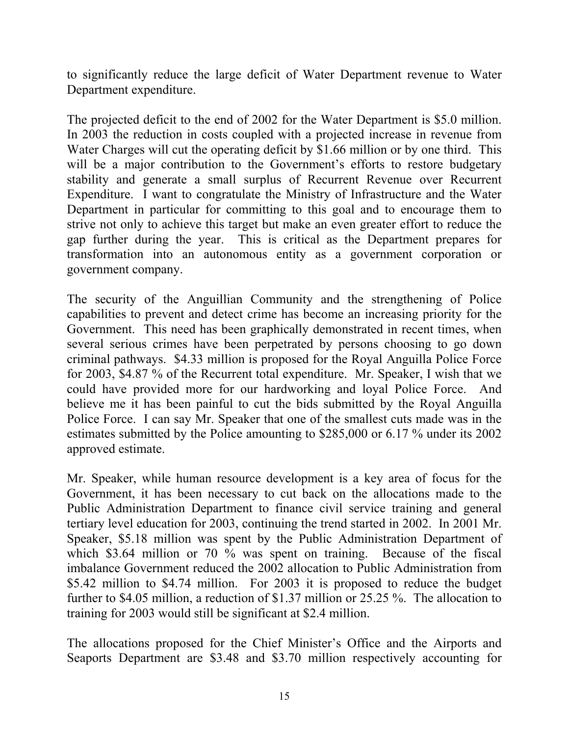to significantly reduce the large deficit of Water Department revenue to Water Department expenditure.

The projected deficit to the end of 2002 for the Water Department is $5.0 million. In 2003 the reduction in costs coupled with a projected increase in revenue from Water Charges will cut the operating deficit by $1.66 million or by one third. This will be a major contribution to the Government's efforts to restore budgetary stability and generate a small surplus of Recurrent Revenue over Recurrent Expenditure. I want to congratulate the Ministry of Infrastructure and the Water Department in particular for committing to this goal and to encourage them to strive not only to achieve this target but make an even greater effort to reduce the gap further during the year. This is critical as the Department prepares for transformation into an autonomous entity as a government corporation or government company.

The security of the Anguillian Community and the strengthening of Police capabilities to prevent and detect crime has become an increasing priority for the Government. This need has been graphically demonstrated in recent times, when several serious crimes have been perpetrated by persons choosing to go down criminal pathways. $4.33 million is proposed for the Royal Anguilla Police Force for 2003, $4.87 % of the Recurrent total expenditure. Mr. Speaker, I wish that we could have provided more for our hardworking and loyal Police Force. And believe me it has been painful to cut the bids submitted by the Royal Anguilla Police Force. I can say Mr. Speaker that one of the smallest cuts made was in the estimates submitted by the Police amounting to $285,000 or 6.17 % under its 2002 approved estimate.

Mr. Speaker, while human resource development is a key area of focus for the Government, it has been necessary to cut back on the allocations made to the Public Administration Department to finance civil service training and general tertiary level education for 2003, continuing the trend started in 2002. In 2001 Mr. Speaker, $5.18 million was spent by the Public Administration Department of which $3.64 million or 70 % was spent on training. Because of the fiscal imbalance Government reduced the 2002 allocation to Public Administration from $5.42 million to $4.74 million. For 2003 it is proposed to reduce the budget further to $4.05 million, a reduction of $1.37 million or 25.25 %. The allocation to training for 2003 would still be significant at $2.4 million.

The allocations proposed for the Chief Minister's Office and the Airports and Seaports Department are $3.48 and $3.70 million respectively accounting for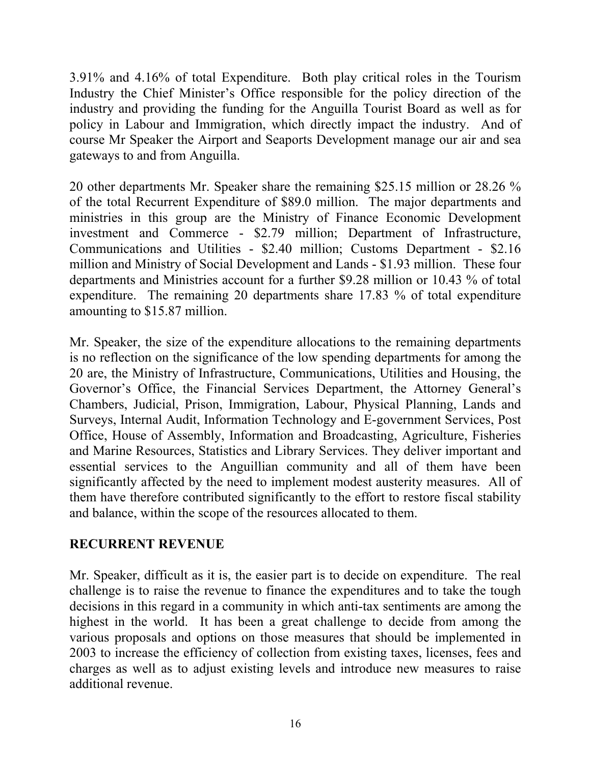3.91% and 4.16% of total Expenditure. Both play critical roles in the Tourism Industry the Chief Minister's Office responsible for the policy direction of the industry and providing the funding for the Anguilla Tourist Board as well as for policy in Labour and Immigration, which directly impact the industry. And of course Mr Speaker the Airport and Seaports Development manage our air and sea gateways to and from Anguilla.

20 other departments Mr. Speaker share the remaining $25.15 million or 28.26 % of the total Recurrent Expenditure of $89.0 million. The major departments and ministries in this group are the Ministry of Finance Economic Development investment and Commerce - $2.79 million; Department of Infrastructure, Communications and Utilities - $2.40 million; Customs Department - $2.16 million and Ministry of Social Development and Lands - $1.93 million. These four departments and Ministries account for a further $9.28 million or 10.43 % of total expenditure. The remaining 20 departments share 17.83 % of total expenditure amounting to $15.87 million.

Mr. Speaker, the size of the expenditure allocations to the remaining departments is no reflection on the significance of the low spending departments for among the 20 are, the Ministry of Infrastructure, Communications, Utilities and Housing, the Governor's Office, the Financial Services Department, the Attorney General's Chambers, Judicial, Prison, Immigration, Labour, Physical Planning, Lands and Surveys, Internal Audit, Information Technology and E-government Services, Post Office, House of Assembly, Information and Broadcasting, Agriculture, Fisheries and Marine Resources, Statistics and Library Services. They deliver important and essential services to the Anguillian community and all of them have been significantly affected by the need to implement modest austerity measures. All of them have therefore contributed significantly to the effort to restore fiscal stability and balance, within the scope of the resources allocated to them.

## RECURRENT REVENUE

Mr. Speaker, difficult as it is, the easier part is to decide on expenditure. The real challenge is to raise the revenue to finance the expenditures and to take the tough decisions in this regard in a community in which anti-tax sentiments are among the highest in the world. It has been a great challenge to decide from among the various proposals and options on those measures that should be implemented in 2003 to increase the efficiency of collection from existing taxes, licenses, fees and charges as well as to adjust existing levels and introduce new measures to raise additional revenue.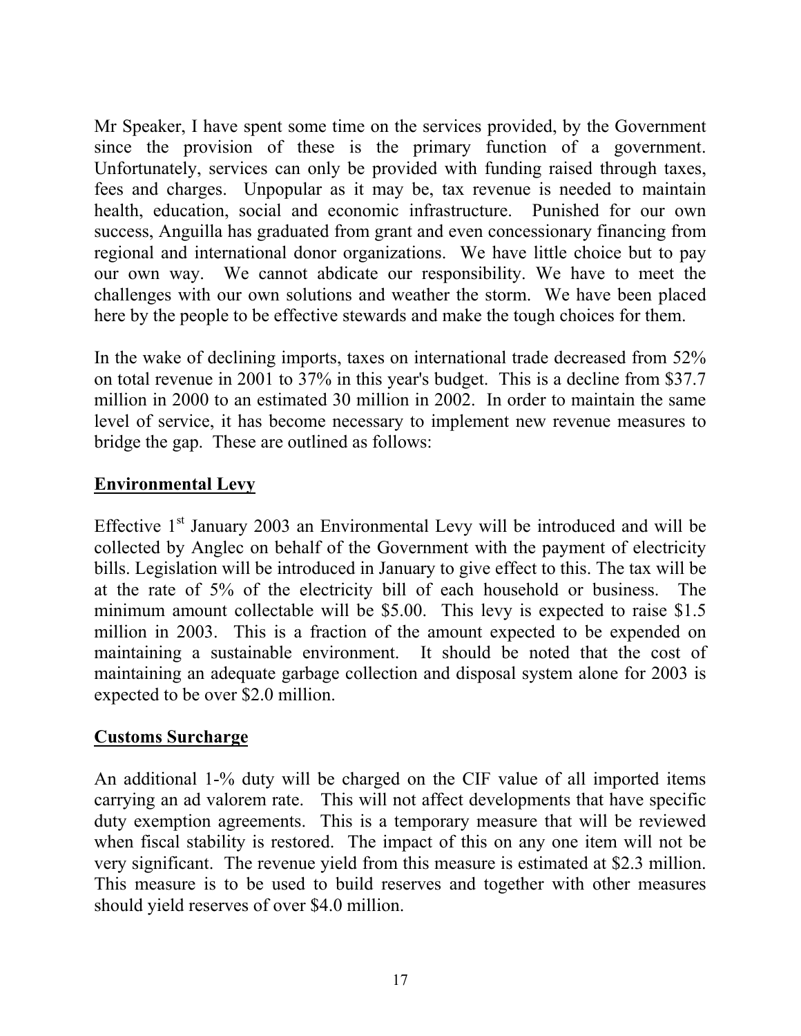Mr Speaker, I have spent some time on the services provided, by the Government since the provision of these is the primary function of a government. Unfortunately, services can only be provided with funding raised through taxes, fees and charges. Unpopular as it may be, tax revenue is needed to maintain health, education, social and economic infrastructure. Punished for our own success, Anguilla has graduated from grant and even concessionary financing from regional and international donor organizations. We have little choice but to pay our own way. We cannot abdicate our responsibility. We have to meet the challenges with our own solutions and weather the storm. We have been placed here by the people to be effective stewards and make the tough choices for them.

In the wake of declining imports, taxes on international trade decreased from 52% on total revenue in 2001 to 37% in this year's budget. This is a decline from $37.7 million in 2000 to an estimated 30 million in 2002. In order to maintain the same level of service, it has become necessary to implement new revenue measures to bridge the gap. These are outlined as follows:

**Environmental Levy**

Effective 1st January 2003 an Environmental Levy will be introduced and will be collected by Anglec on behalf of the Government with the payment of electricity bills. Legislation will be introduced in January to give effect to this. The tax will be at the rate of 5% of the electricity bill of each household or business. The minimum amount collectable will be $5.00. This levy is expected to raise $1.5 million in 2003. This is a fraction of the amount expected to be expended on maintaining a sustainable environment. It should be noted that the cost of maintaining an adequate garbage collection and disposal system alone for 2003 is expected to be over $2.0 million.

**Customs Surcharge**

An additional 1-% duty will be charged on the CIF value of all imported items carrying an ad valorem rate. This will not affect developments that have specific duty exemption agreements. This is a temporary measure that will be reviewed when fiscal stability is restored. The impact of this on any one item will not be very significant. The revenue yield from this measure is estimated at $2.3 million. This measure is to be used to build reserves and together with other measures should yield reserves of over $4.0 million.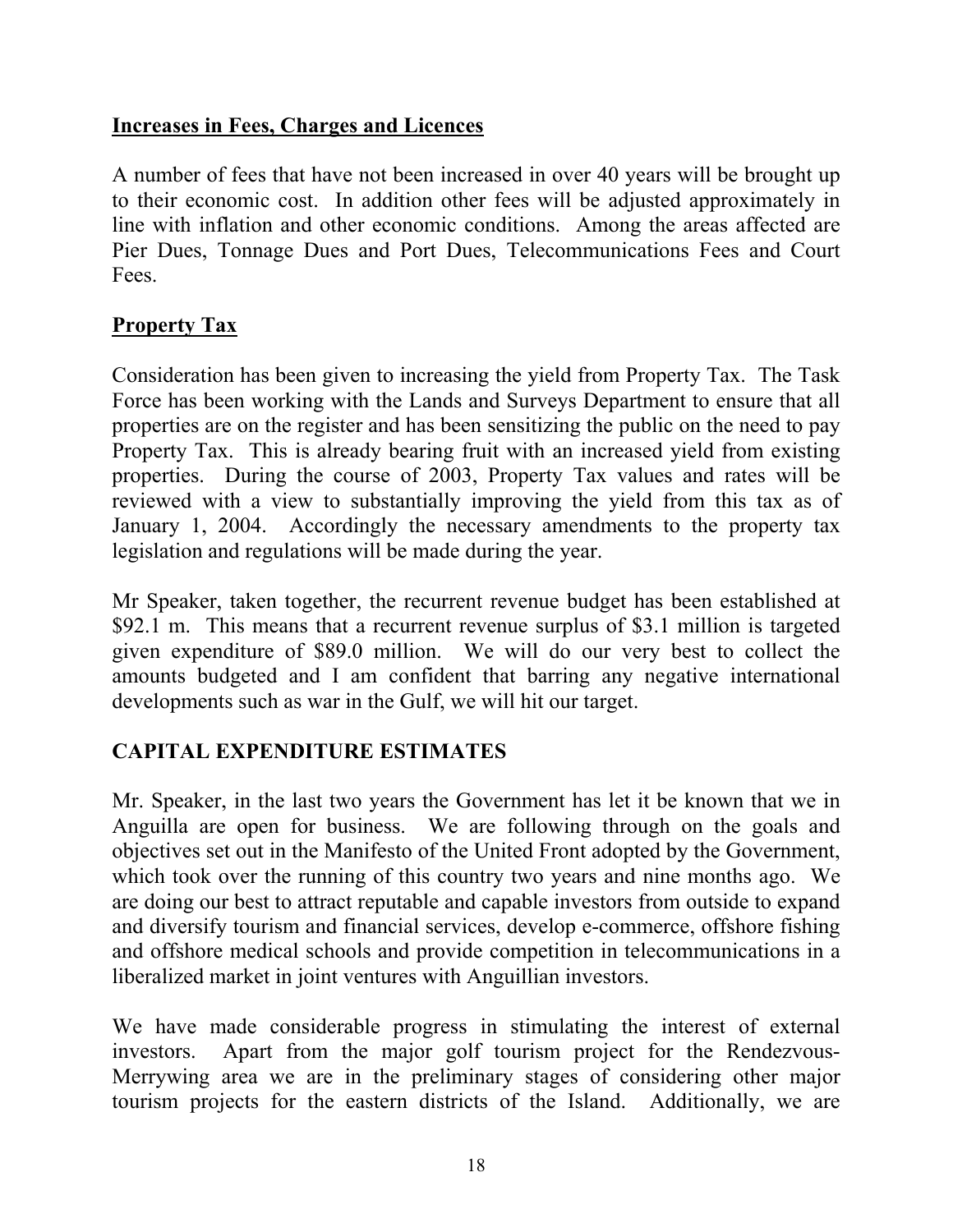**Increases in Fees, Charges and Licences**

A number of fees that have not been increased in over 40 years will be brought up to their economic cost. In addition other fees will be adjusted approximately in line with inflation and other economic conditions. Among the areas affected are Pier Dues, Tonnage Dues and Port Dues, Telecommunications Fees and Court Fees.

**Property Tax**

Consideration has been given to increasing the yield from Property Tax. The Task Force has been working with the Lands and Surveys Department to ensure that all properties are on the register and has been sensitizing the public on the need to pay Property Tax. This is already bearing fruit with an increased yield from existing properties. During the course of 2003, Property Tax values and rates will be reviewed with a view to substantially improving the yield from this tax as of January 1, 2004. Accordingly the necessary amendments to the property tax legislation and regulations will be made during the year.

Mr Speaker, taken together, the recurrent revenue budget has been established at \$92.1 m. This means that a recurrent revenue surplus of \$3.1 million is targeted given expenditure of \$89.0 million. We will do our very best to collect the amounts budgeted and I am confident that barring any negative international developments such as war in the Gulf, we will hit our target.

## CAPITAL EXPENDITURE ESTIMATES

Mr. Speaker, in the last two years the Government has let it be known that we in Anguilla are open for business. We are following through on the goals and objectives set out in the Manifesto of the United Front adopted by the Government, which took over the running of this country two years and nine months ago. We are doing our best to attract reputable and capable investors from outside to expand and diversify tourism and financial services, develop e-commerce, offshore fishing and offshore medical schools and provide competition in telecommunications in a liberalized market in joint ventures with Anguillian investors.

We have made considerable progress in stimulating the interest of external investors. Apart from the major golf tourism project for the Rendezvous-Merrywing area we are in the preliminary stages of considering other major tourism projects for the eastern districts of the Island. Additionally, we are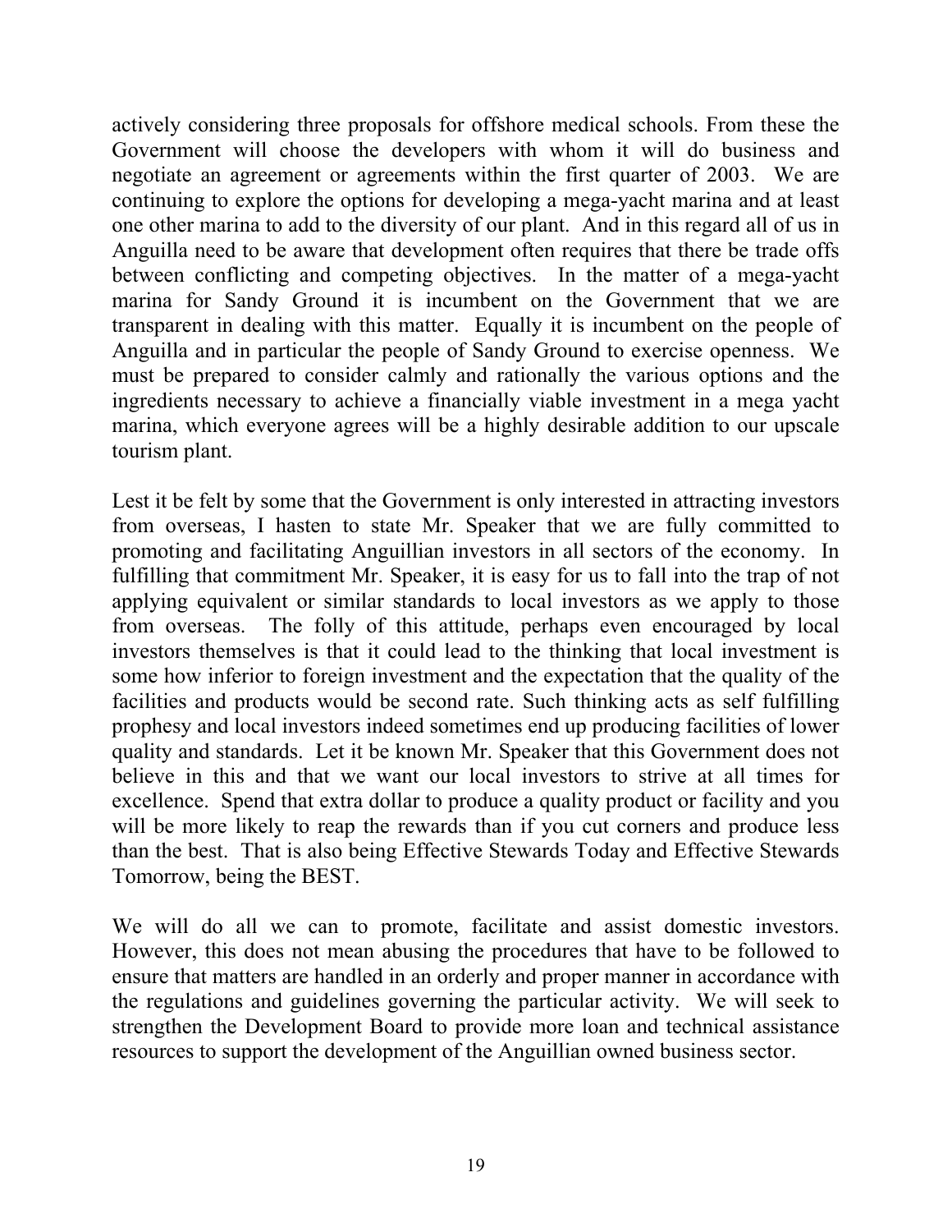actively considering three proposals for offshore medical schools. From these the Government will choose the developers with whom it will do business and negotiate an agreement or agreements within the first quarter of 2003. We are continuing to explore the options for developing a mega-yacht marina and at least one other marina to add to the diversity of our plant. And in this regard all of us in Anguilla need to be aware that development often requires that there be trade offs between conflicting and competing objectives. In the matter of a mega-yacht marina for Sandy Ground it is incumbent on the Government that we are transparent in dealing with this matter. Equally it is incumbent on the people of Anguilla and in particular the people of Sandy Ground to exercise openness. We must be prepared to consider calmly and rationally the various options and the ingredients necessary to achieve a financially viable investment in a mega yacht marina, which everyone agrees will be a highly desirable addition to our upscale tourism plant.

Lest it be felt by some that the Government is only interested in attracting investors from overseas, I hasten to state Mr. Speaker that we are fully committed to promoting and facilitating Anguillian investors in all sectors of the economy. In fulfilling that commitment Mr. Speaker, it is easy for us to fall into the trap of not applying equivalent or similar standards to local investors as we apply to those from overseas. The folly of this attitude, perhaps even encouraged by local investors themselves is that it could lead to the thinking that local investment is some how inferior to foreign investment and the expectation that the quality of the facilities and products would be second rate. Such thinking acts as self fulfilling prophesy and local investors indeed sometimes end up producing facilities of lower quality and standards. Let it be known Mr. Speaker that this Government does not believe in this and that we want our local investors to strive at all times for excellence. Spend that extra dollar to produce a quality product or facility and you will be more likely to reap the rewards than if you cut corners and produce less than the best. That is also being Effective Stewards Today and Effective Stewards Tomorrow, being the BEST.

We will do all we can to promote, facilitate and assist domestic investors. However, this does not mean abusing the procedures that have to be followed to ensure that matters are handled in an orderly and proper manner in accordance with the regulations and guidelines governing the particular activity. We will seek to strengthen the Development Board to provide more loan and technical assistance resources to support the development of the Anguillian owned business sector.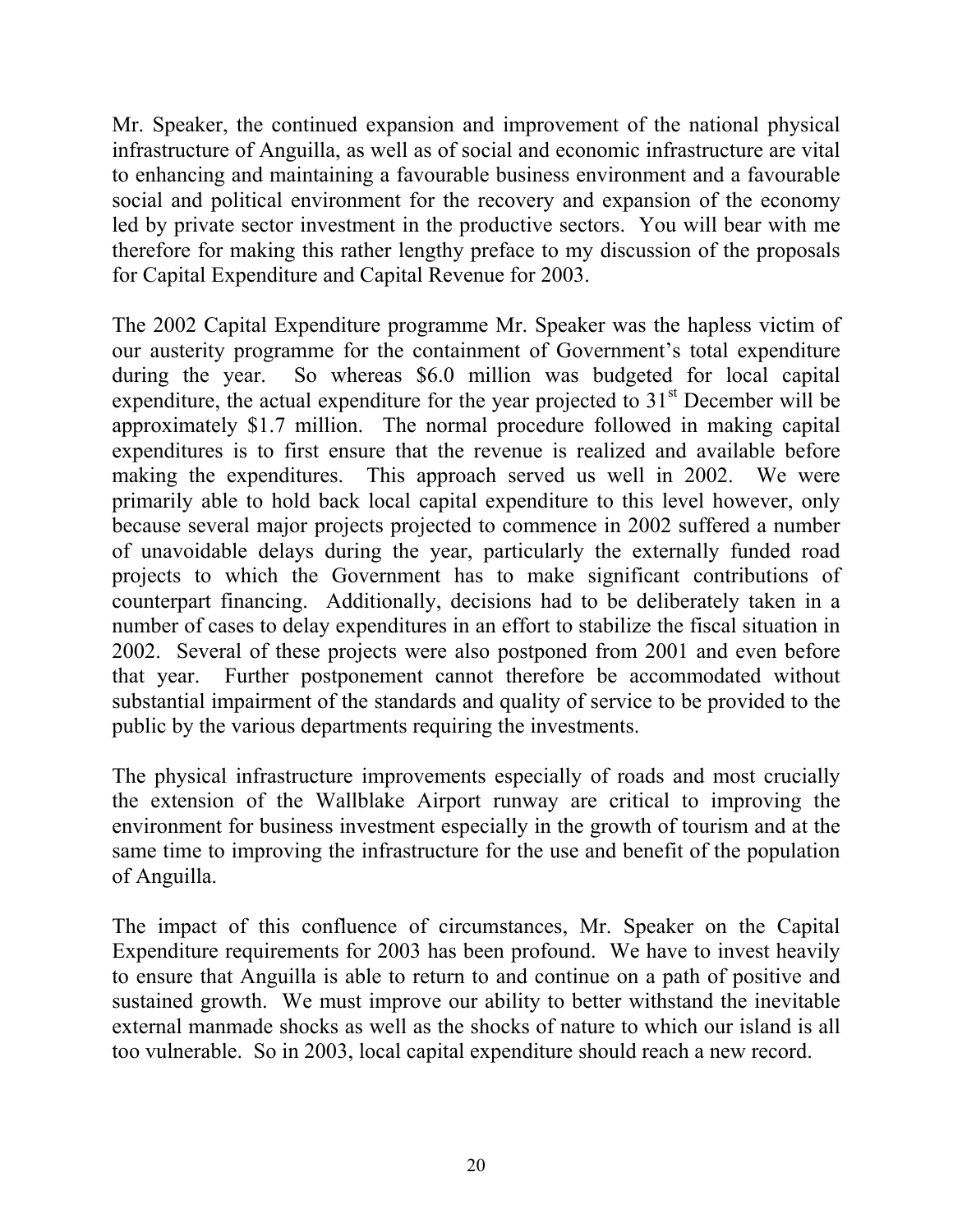Mr. Speaker, the continued expansion and improvement of the national physical infrastructure of Anguilla, as well as of social and economic infrastructure are vital to enhancing and maintaining a favourable business environment and a favourable social and political environment for the recovery and expansion of the economy led by private sector investment in the productive sectors. You will bear with me therefore for making this rather lengthy preface to my discussion of the proposals for Capital Expenditure and Capital Revenue for 2003.

The 2002 Capital Expenditure programme Mr. Speaker was the hapless victim of our austerity programme for the containment of Government's total expenditure during the year. So whereas \$6.0 million was budgeted for local capital expenditure, the actual expenditure for the year projected to 31st December will be approximately \$1.7 million. The normal procedure followed in making capital expenditures is to first ensure that the revenue is realized and available before making the expenditures. This approach served us well in 2002. We were primarily able to hold back local capital expenditure to this level however, only because several major projects projected to commence in 2002 suffered a number of unavoidable delays during the year, particularly the externally funded road projects to which the Government has to make significant contributions of counterpart financing. Additionally, decisions had to be deliberately taken in a number of cases to delay expenditures in an effort to stabilize the fiscal situation in 2002. Several of these projects were also postponed from 2001 and even before that year. Further postponement cannot therefore be accommodated without substantial impairment of the standards and quality of service to be provided to the public by the various departments requiring the investments.

The physical infrastructure improvements especially of roads and most crucially the extension of the Wallblake Airport runway are critical to improving the environment for business investment especially in the growth of tourism and at the same time to improving the infrastructure for the use and benefit of the population of Anguilla.

The impact of this confluence of circumstances, Mr. Speaker on the Capital Expenditure requirements for 2003 has been profound. We have to invest heavily to ensure that Anguilla is able to return to and continue on a path of positive and sustained growth. We must improve our ability to better withstand the inevitable external manmade shocks as well as the shocks of nature to which our island is all too vulnerable. So in 2003, local capital expenditure should reach a new record.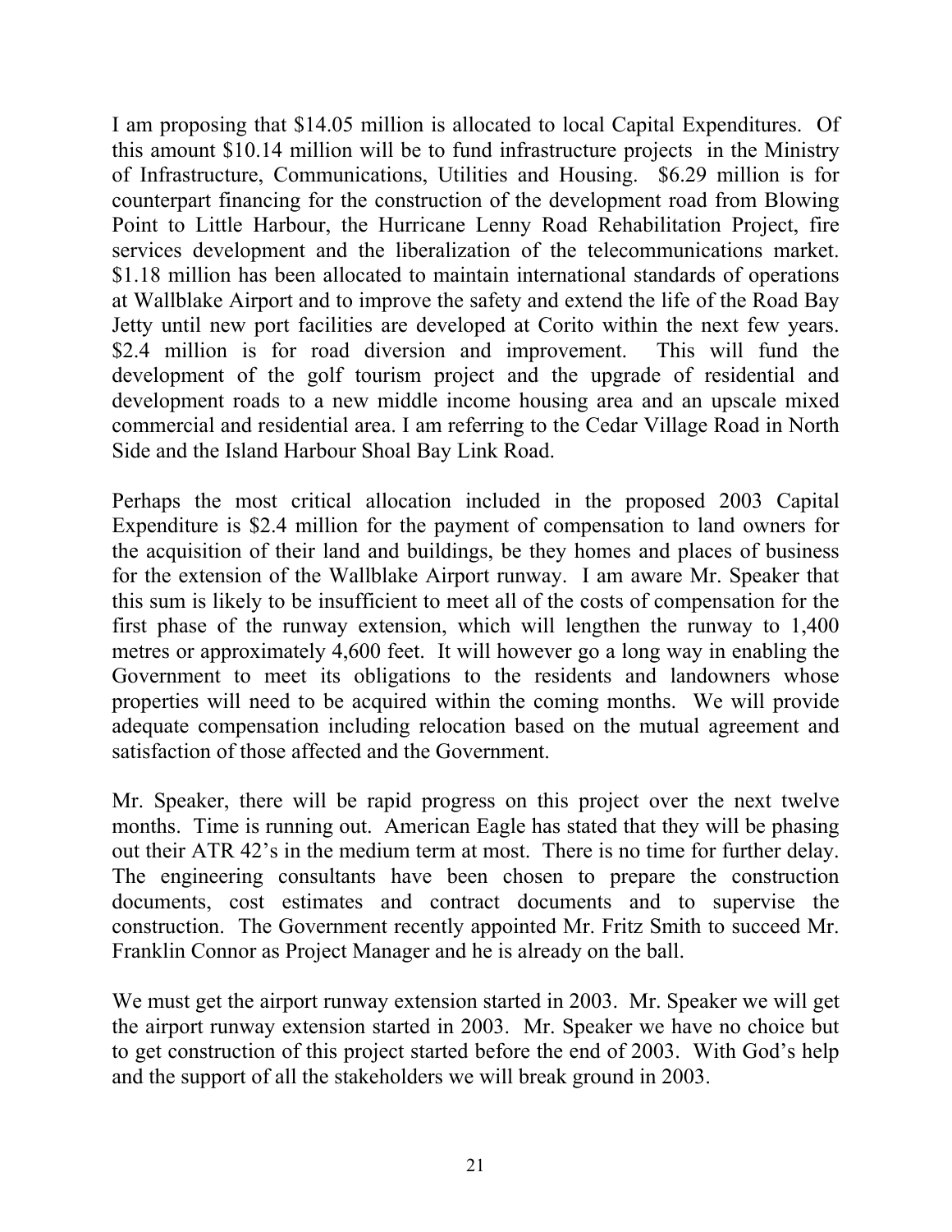I am proposing that $14.05 million is allocated to local Capital Expenditures. Of this amount $10.14 million will be to fund infrastructure projects in the Ministry of Infrastructure, Communications, Utilities and Housing. $6.29 million is for counterpart financing for the construction of the development road from Blowing Point to Little Harbour, the Hurricane Lenny Road Rehabilitation Project, fire services development and the liberalization of the telecommunications market. $1.18 million has been allocated to maintain international standards of operations at Wallblake Airport and to improve the safety and extend the life of the Road Bay Jetty until new port facilities are developed at Corito within the next few years. $2.4 million is for road diversion and improvement. This will fund the development of the golf tourism project and the upgrade of residential and development roads to a new middle income housing area and an upscale mixed commercial and residential area. I am referring to the Cedar Village Road in North Side and the Island Harbour Shoal Bay Link Road.

Perhaps the most critical allocation included in the proposed 2003 Capital Expenditure is $2.4 million for the payment of compensation to land owners for the acquisition of their land and buildings, be they homes and places of business for the extension of the Wallblake Airport runway. I am aware Mr. Speaker that this sum is likely to be insufficient to meet all of the costs of compensation for the first phase of the runway extension, which will lengthen the runway to 1,400 metres or approximately 4,600 feet. It will however go a long way in enabling the Government to meet its obligations to the residents and landowners whose properties will need to be acquired within the coming months. We will provide adequate compensation including relocation based on the mutual agreement and satisfaction of those affected and the Government.

Mr. Speaker, there will be rapid progress on this project over the next twelve months. Time is running out. American Eagle has stated that they will be phasing out their ATR 42's in the medium term at most. There is no time for further delay. The engineering consultants have been chosen to prepare the construction documents, cost estimates and contract documents and to supervise the construction. The Government recently appointed Mr. Fritz Smith to succeed Mr. Franklin Connor as Project Manager and he is already on the ball.

We must get the airport runway extension started in 2003. Mr. Speaker we will get the airport runway extension started in 2003. Mr. Speaker we have no choice but to get construction of this project started before the end of 2003. With God's help and the support of all the stakeholders we will break ground in 2003.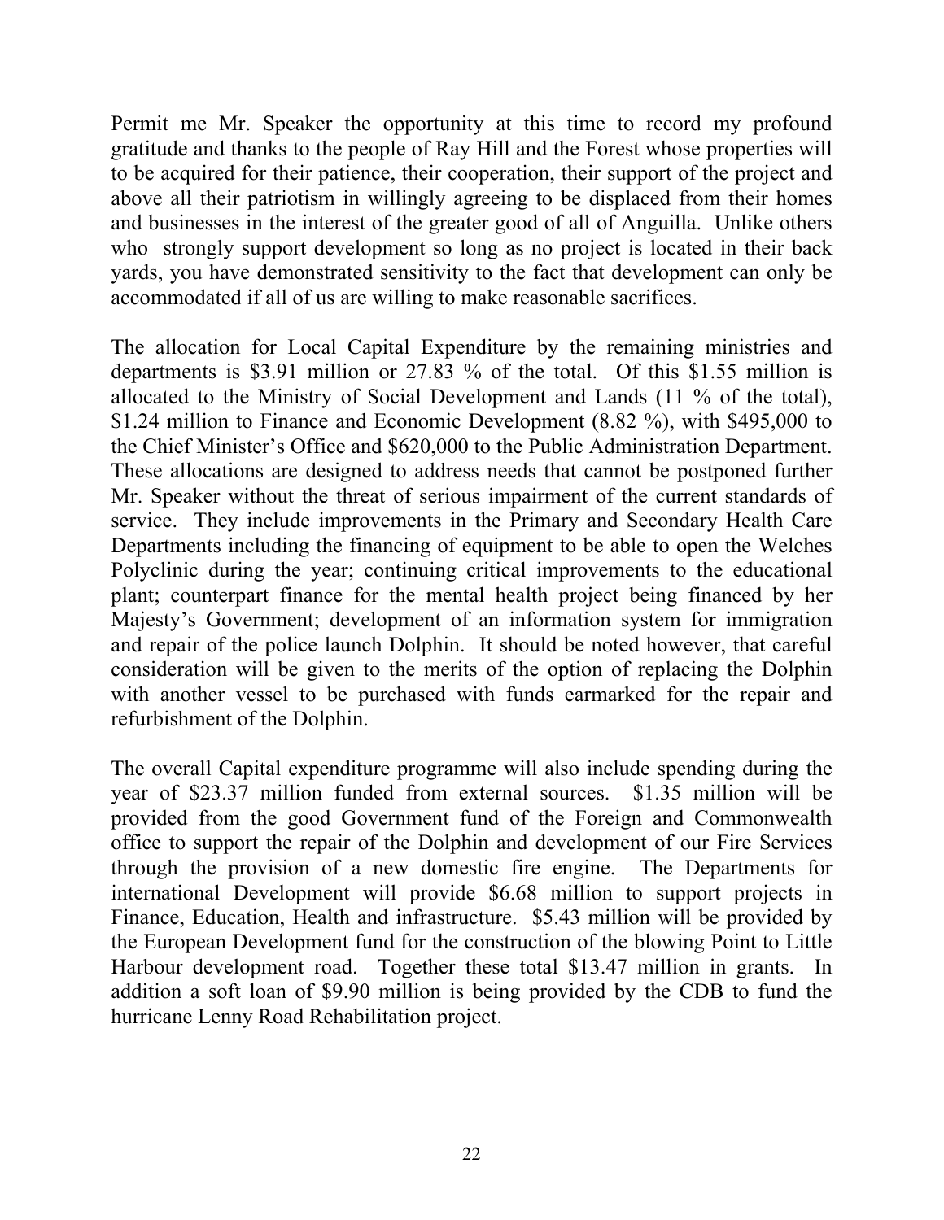Permit me Mr. Speaker the opportunity at this time to record my profound gratitude and thanks to the people of Ray Hill and the Forest whose properties will to be acquired for their patience, their cooperation, their support of the project and above all their patriotism in willingly agreeing to be displaced from their homes and businesses in the interest of the greater good of all of Anguilla. Unlike others who strongly support development so long as no project is located in their back yards, you have demonstrated sensitivity to the fact that development can only be accommodated if all of us are willing to make reasonable sacrifices.

The allocation for Local Capital Expenditure by the remaining ministries and departments is $3.91 million or 27.83 % of the total. Of this $1.55 million is allocated to the Ministry of Social Development and Lands (11 % of the total), $1.24 million to Finance and Economic Development (8.82 %), with $495,000 to the Chief Minister's Office and $620,000 to the Public Administration Department. These allocations are designed to address needs that cannot be postponed further Mr. Speaker without the threat of serious impairment of the current standards of service. They include improvements in the Primary and Secondary Health Care Departments including the financing of equipment to be able to open the Welches Polyclinic during the year; continuing critical improvements to the educational plant; counterpart finance for the mental health project being financed by her Majesty's Government; development of an information system for immigration and repair of the police launch Dolphin. It should be noted however, that careful consideration will be given to the merits of the option of replacing the Dolphin with another vessel to be purchased with funds earmarked for the repair and refurbishment of the Dolphin.

The overall Capital expenditure programme will also include spending during the year of $23.37 million funded from external sources. $1.35 million will be provided from the good Government fund of the Foreign and Commonwealth office to support the repair of the Dolphin and development of our Fire Services through the provision of a new domestic fire engine. The Departments for international Development will provide $6.68 million to support projects in Finance, Education, Health and infrastructure. $5.43 million will be provided by the European Development fund for the construction of the blowing Point to Little Harbour development road. Together these total $13.47 million in grants. In addition a soft loan of $9.90 million is being provided by the CDB to fund the hurricane Lenny Road Rehabilitation project.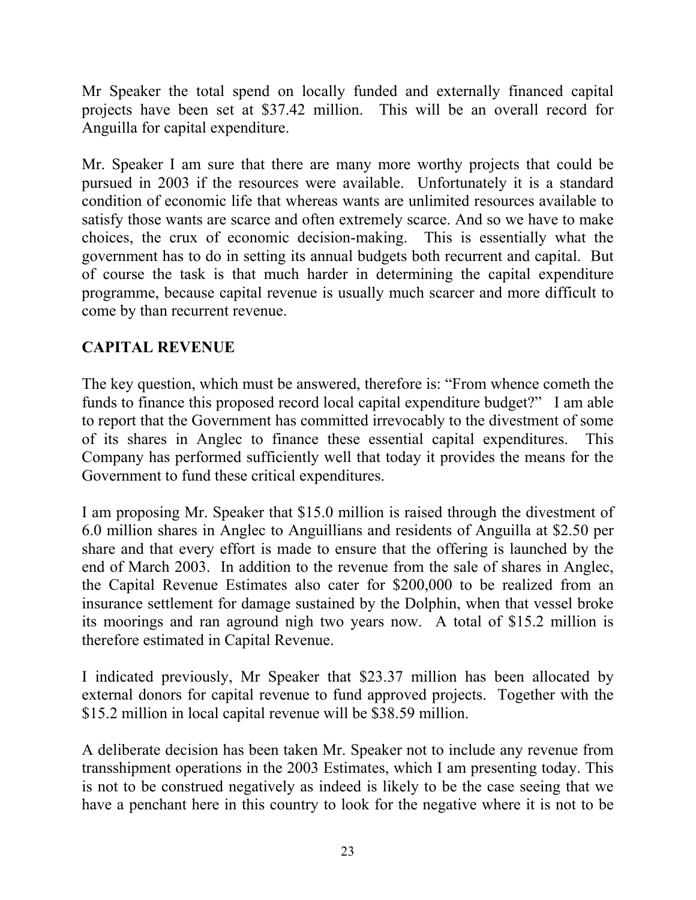Mr Speaker the total spend on locally funded and externally financed capital projects have been set at $37.42 million. This will be an overall record for Anguilla for capital expenditure.

Mr. Speaker I am sure that there are many more worthy projects that could be pursued in 2003 if the resources were available. Unfortunately it is a standard condition of economic life that whereas wants are unlimited resources available to satisfy those wants are scarce and often extremely scarce. And so we have to make choices, the crux of economic decision-making. This is essentially what the government has to do in setting its annual budgets both recurrent and capital. But of course the task is that much harder in determining the capital expenditure programme, because capital revenue is usually much scarcer and more difficult to come by than recurrent revenue.

## CAPITAL REVENUE

The key question, which must be answered, therefore is: "From whence cometh the funds to finance this proposed record local capital expenditure budget?" I am able to report that the Government has committed irrevocably to the divestment of some of its shares in Anglec to finance these essential capital expenditures. This Company has performed sufficiently well that today it provides the means for the Government to fund these critical expenditures.

I am proposing Mr. Speaker that $15.0 million is raised through the divestment of 6.0 million shares in Anglec to Anguillians and residents of Anguilla at $2.50 per share and that every effort is made to ensure that the offering is launched by the end of March 2003. In addition to the revenue from the sale of shares in Anglec, the Capital Revenue Estimates also cater for $200,000 to be realized from an insurance settlement for damage sustained by the Dolphin, when that vessel broke its moorings and ran aground nigh two years now. A total of $15.2 million is therefore estimated in Capital Revenue.

I indicated previously, Mr Speaker that $23.37 million has been allocated by external donors for capital revenue to fund approved projects. Together with the $15.2 million in local capital revenue will be $38.59 million.

A deliberate decision has been taken Mr. Speaker not to include any revenue from transshipment operations in the 2003 Estimates, which I am presenting today. This is not to be construed negatively as indeed is likely to be the case seeing that we have a penchant here in this country to look for the negative where it is not to be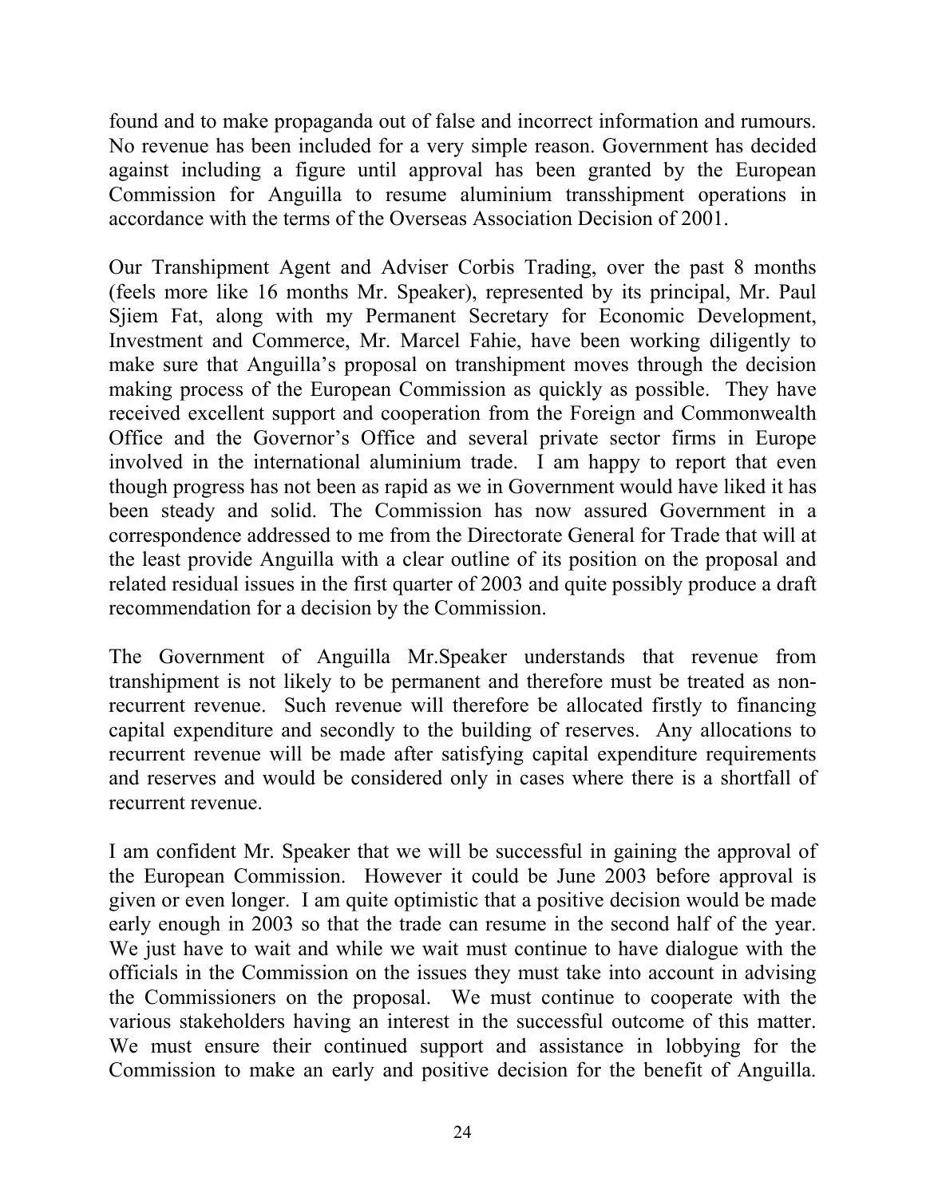found and to make propaganda out of false and incorrect information and rumours. No revenue has been included for a very simple reason. Government has decided against including a figure until approval has been granted by the European Commission for Anguilla to resume aluminium transshipment operations in accordance with the terms of the Overseas Association Decision of 2001.

Our Transhipment Agent and Adviser Corbis Trading, over the past 8 months (feels more like 16 months Mr. Speaker), represented by its principal, Mr. Paul Sjiem Fat, along with my Permanent Secretary for Economic Development, Investment and Commerce, Mr. Marcel Fahie, have been working diligently to make sure that Anguilla's proposal on transhipment moves through the decision making process of the European Commission as quickly as possible. They have received excellent support and cooperation from the Foreign and Commonwealth Office and the Governor's Office and several private sector firms in Europe involved in the international aluminium trade. I am happy to report that even though progress has not been as rapid as we in Government would have liked it has been steady and solid. The Commission has now assured Government in a correspondence addressed to me from the Directorate General for Trade that will at the least provide Anguilla with a clear outline of its position on the proposal and related residual issues in the first quarter of 2003 and quite possibly produce a draft recommendation for a decision by the Commission.

The Government of Anguilla Mr.Speaker understands that revenue from transhipment is not likely to be permanent and therefore must be treated as non-recurrent revenue. Such revenue will therefore be allocated firstly to financing capital expenditure and secondly to the building of reserves. Any allocations to recurrent revenue will be made after satisfying capital expenditure requirements and reserves and would be considered only in cases where there is a shortfall of recurrent revenue.

I am confident Mr. Speaker that we will be successful in gaining the approval of the European Commission. However it could be June 2003 before approval is given or even longer. I am quite optimistic that a positive decision would be made early enough in 2003 so that the trade can resume in the second half of the year. We just have to wait and while we wait must continue to have dialogue with the officials in the Commission on the issues they must take into account in advising the Commissioners on the proposal. We must continue to cooperate with the various stakeholders having an interest in the successful outcome of this matter. We must ensure their continued support and assistance in lobbying for the Commission to make an early and positive decision for the benefit of Anguilla.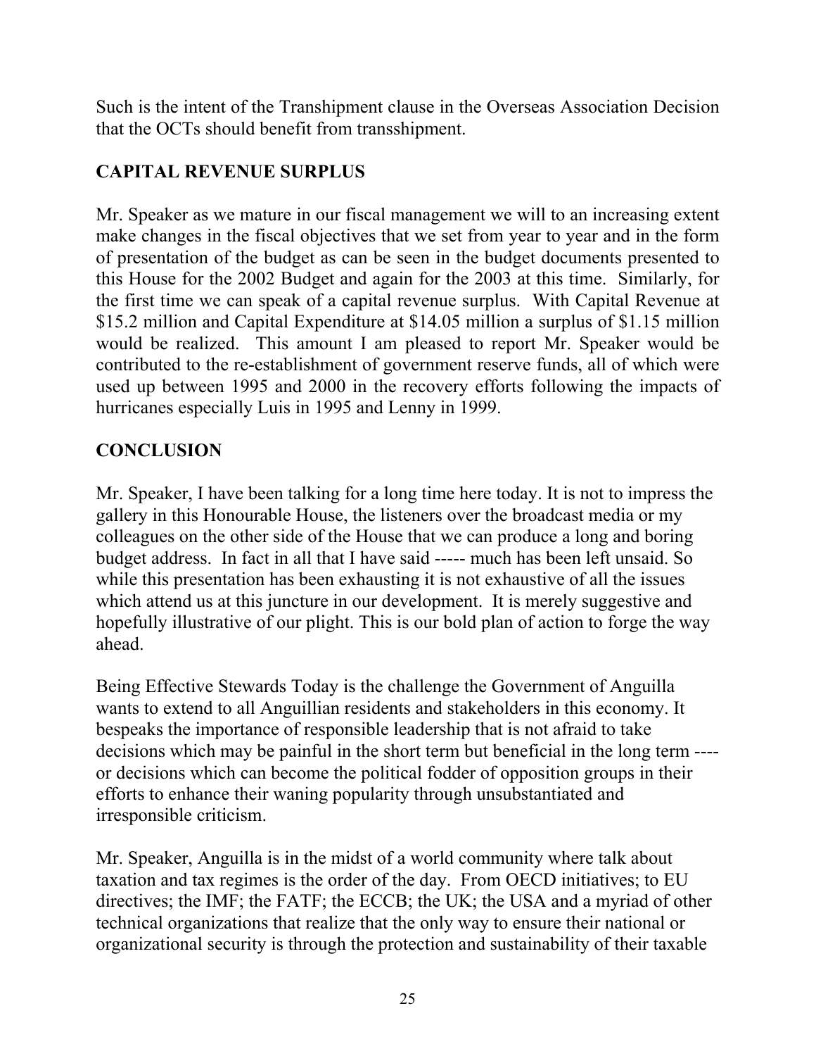Such is the intent of the Transhipment clause in the Overseas Association Decision that the OCTs should benefit from transshipment.

## CAPITAL REVENUE SURPLUS

Mr. Speaker as we mature in our fiscal management we will to an increasing extent make changes in the fiscal objectives that we set from year to year and in the form of presentation of the budget as can be seen in the budget documents presented to this House for the 2002 Budget and again for the 2003 at this time. Similarly, for the first time we can speak of a capital revenue surplus. With Capital Revenue at $15.2 million and Capital Expenditure at $14.05 million a surplus of $1.15 million would be realized. This amount I am pleased to report Mr. Speaker would be contributed to the re-establishment of government reserve funds, all of which were used up between 1995 and 2000 in the recovery efforts following the impacts of hurricanes especially Luis in 1995 and Lenny in 1999.

## CONCLUSION

Mr. Speaker, I have been talking for a long time here today. It is not to impress the gallery in this Honourable House, the listeners over the broadcast media or my colleagues on the other side of the House that we can produce a long and boring budget address. In fact in all that I have said ----- much has been left unsaid. So while this presentation has been exhausting it is not exhaustive of all the issues which attend us at this juncture in our development. It is merely suggestive and hopefully illustrative of our plight. This is our bold plan of action to forge the way ahead.

Being Effective Stewards Today is the challenge the Government of Anguilla wants to extend to all Anguillian residents and stakeholders in this economy. It bespeaks the importance of responsible leadership that is not afraid to take decisions which may be painful in the short term but beneficial in the long term ---- or decisions which can become the political fodder of opposition groups in their efforts to enhance their waning popularity through unsubstantiated and irresponsible criticism.

Mr. Speaker, Anguilla is in the midst of a world community where talk about taxation and tax regimes is the order of the day. From OECD initiatives; to EU directives; the IMF; the FATF; the ECCB; the UK; the USA and a myriad of other technical organizations that realize that the only way to ensure their national or organizational security is through the protection and sustainability of their taxable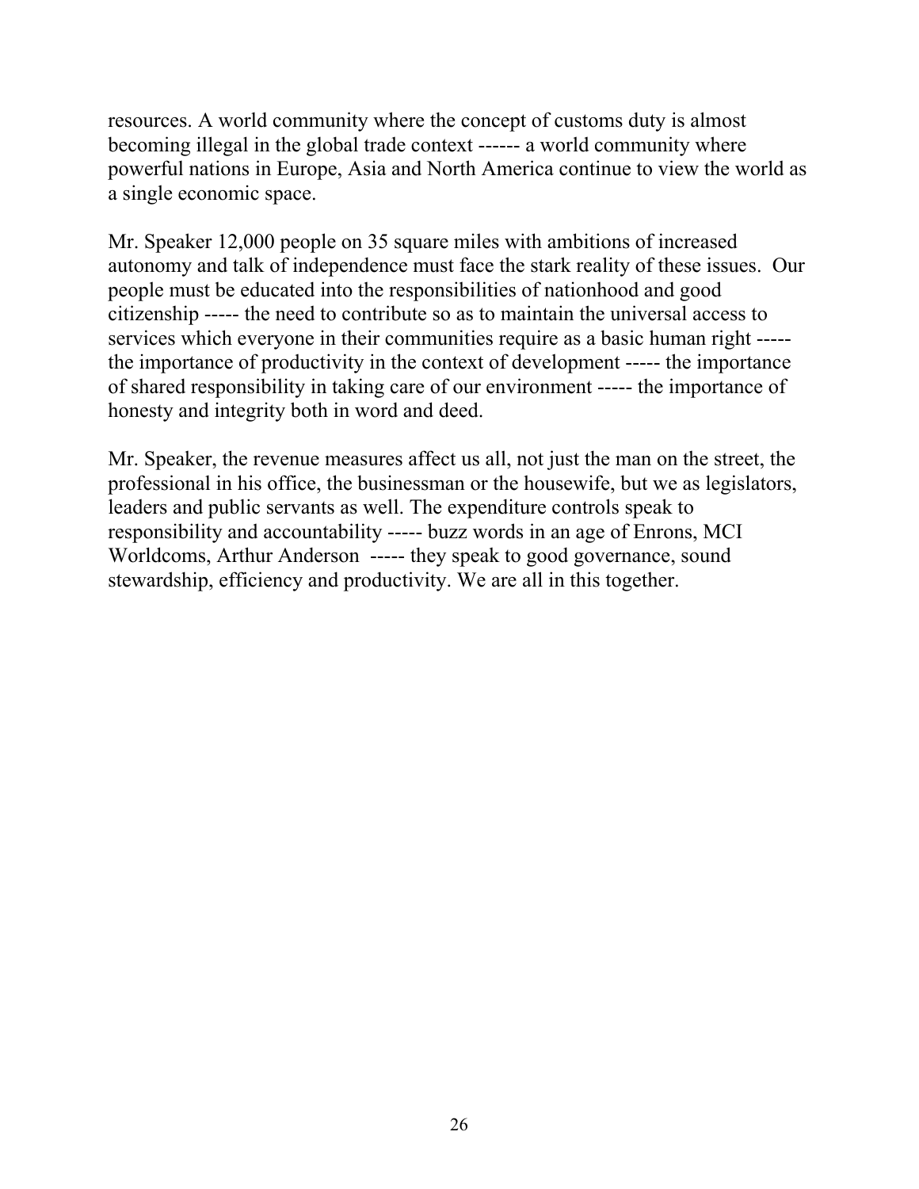resources. A world community where the concept of customs duty is almost becoming illegal in the global trade context ------ a world community where powerful nations in Europe, Asia and North America continue to view the world as a single economic space.

Mr. Speaker 12,000 people on 35 square miles with ambitions of increased autonomy and talk of independence must face the stark reality of these issues.  Our people must be educated into the responsibilities of nationhood and good citizenship ----- the need to contribute so as to maintain the universal access to services which everyone in their communities require as a basic human right ----- the importance of productivity in the context of development ----- the importance of shared responsibility in taking care of our environment ----- the importance of honesty and integrity both in word and deed.

Mr. Speaker, the revenue measures affect us all, not just the man on the street, the professional in his office, the businessman or the housewife, but we as legislators, leaders and public servants as well. The expenditure controls speak to responsibility and accountability ----- buzz words in an age of Enrons, MCI Worldcoms, Arthur Anderson  ----- they speak to good governance, sound stewardship, efficiency and productivity. We are all in this together.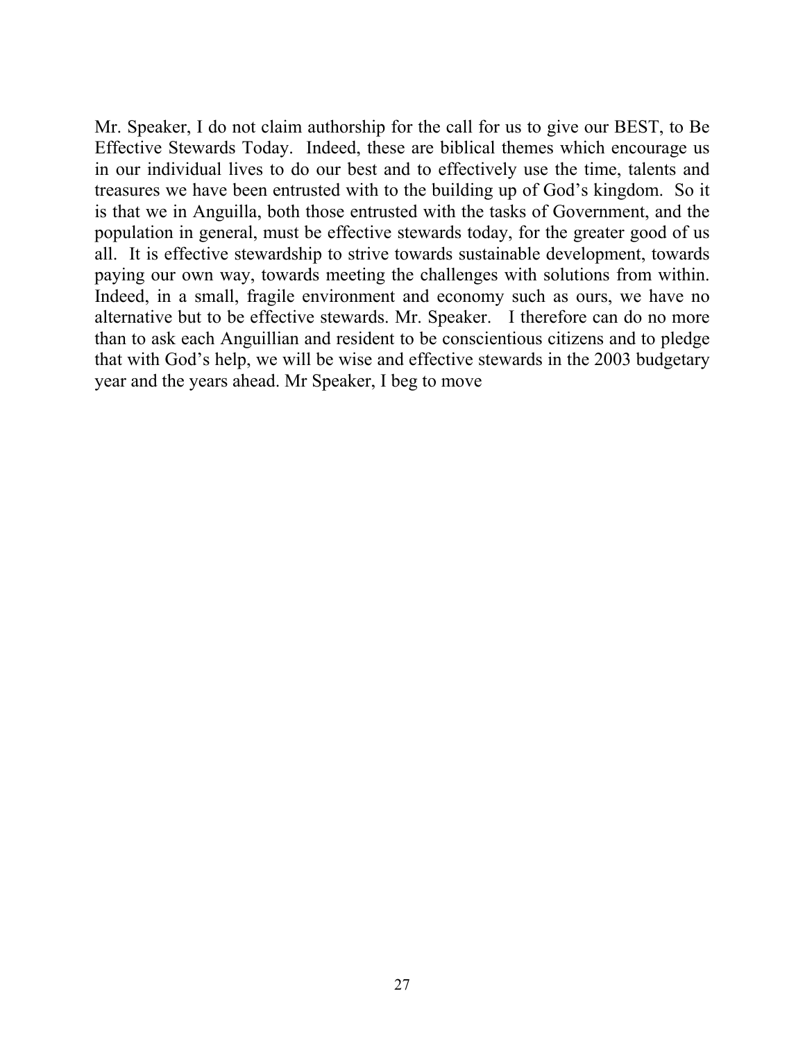Mr. Speaker, I do not claim authorship for the call for us to give our BEST, to Be Effective Stewards Today. Indeed, these are biblical themes which encourage us in our individual lives to do our best and to effectively use the time, talents and treasures we have been entrusted with to the building up of God's kingdom. So it is that we in Anguilla, both those entrusted with the tasks of Government, and the population in general, must be effective stewards today, for the greater good of us all. It is effective stewardship to strive towards sustainable development, towards paying our own way, towards meeting the challenges with solutions from within. Indeed, in a small, fragile environment and economy such as ours, we have no alternative but to be effective stewards. Mr. Speaker. I therefore can do no more than to ask each Anguillian and resident to be conscientious citizens and to pledge that with God's help, we will be wise and effective stewards in the 2003 budgetary year and the years ahead. Mr Speaker, I beg to move